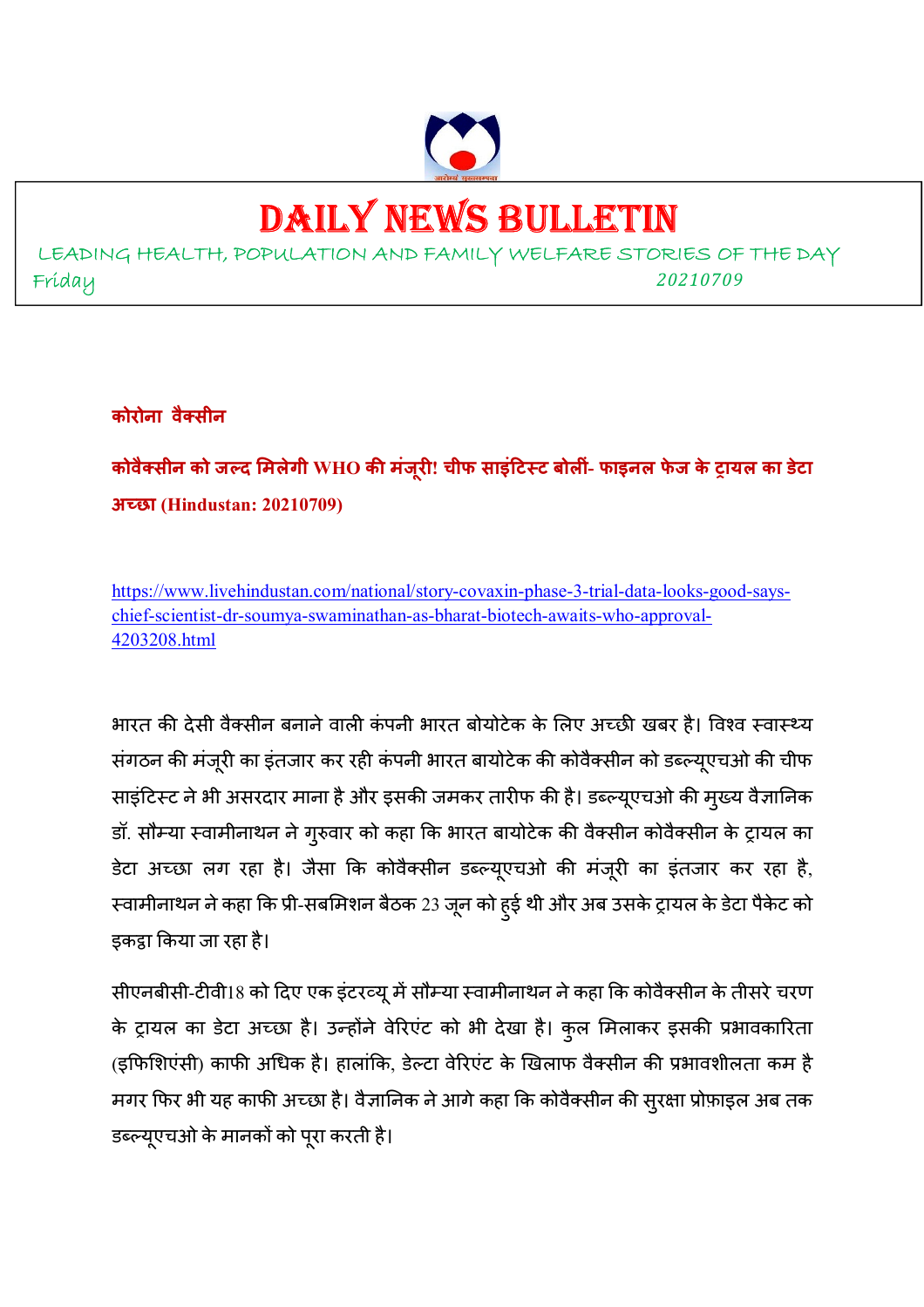# DAILY NEWS BULLETIN

LEADING HEALTH, POPULATION AND FAMILY WELFARE STORIES OF THE DAY

Friday 20210709

**कोरोना वैक्सीन**

**कोवैक्सीन को जल्द मिलेगी WHO की मंज़ूरी! चीफ साइंटिस्ट बोलीं- फाइनल फेज के ट्रायल का डेटा अच्छा (Hindustan: 20210709)**

https://www.livehindustan.com/national/story-covaxin-phase-3-trial-data-looks-good-says-chief-scientist-dr-soumya-swaminathan-as-bharat-biotech-awaits-who-approval-4203208.html

भारत की देसी वैक्सीन बनाने वाली कंपनी भारत बोयोटेक के लिए अच्छी खबर है। विश्व स्वास्थ्य संगठन की मंज़ूरी का इंतजार कर रही कंपनी भारत बायोटेक की कोवैक्सीन को डब्ल्यूएचओ की चीफ साइंटिस्ट ने भी असरदार माना है और इसकी जमकर तारीफ की है। डब्ल्यूएचओ की मुख्य वैज्ञानिक डॉ. सौम्या स्वामीनाथन ने गुरुवार को कहा कि भारत बायोटेक की वैक्सीन कोवैक्सीन के ट्रायल का डेटा अच्छा लग रहा है। जैसा कि कोवैक्सीन डब्ल्यूएचओ की मंज़ूरी का इंतजार कर रहा है, स्वामीनाथन ने कहा कि प्री-सबमिशन बैठक 23 जून को हुई थी और अब उसके ट्रायल के डेटा पैकेट को इकट्ठा किया जा रहा है।

सीएनबीसी-टीवी18 को दिए एक इंटरव्यू में सौम्या स्वामीनाथन ने कहा कि कोवैक्सीन के तीसरे चरण के ट्रायल का डेटा अच्छा है। उन्होंने वेरिएंट को भी देखा है। कुल मिलाकर इसकी प्रभावकारिता (इफिशिएंसी) काफी अधिक है। हालांकि, डेल्टा वेरिएंट के खिलाफ वैक्सीन की प्रभावशीलता कम है मगर फिर भी यह काफी अच्छा है। वैज्ञानिक ने आगे कहा कि कोवैक्सीन की सुरक्षा प्रोफ़ाइल अब तक डब्ल्यूएचओ के मानकों को पूरा करती है।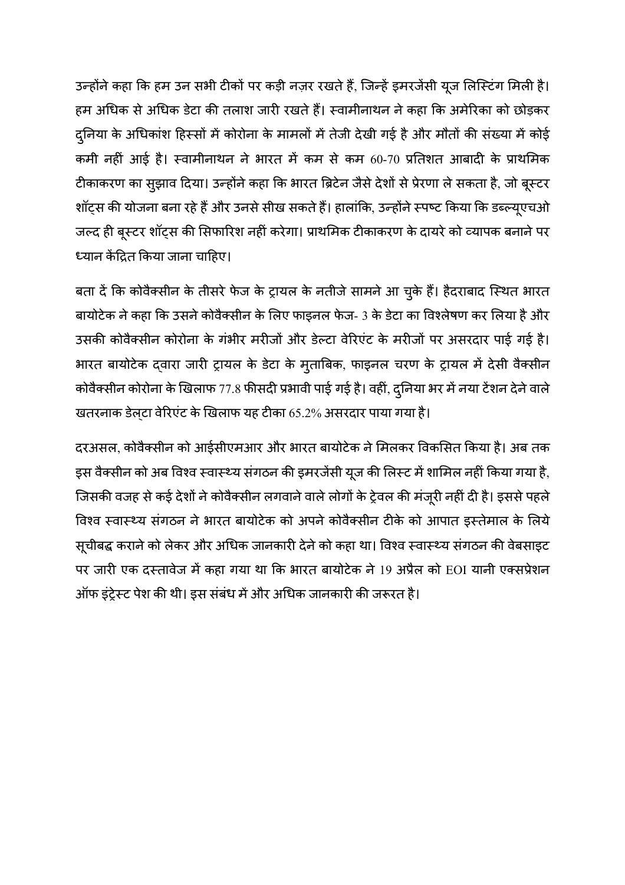उन्होंने कहा कि हम उन सभी टीकों पर कड़ी नज़र रखते हैं, जिन्हें इमरजेंसी यूज लिस्टिंग मिली है। हम अधिक से अधिक डेटा की तलाश जारी रखते हैं। स्वामीनाथन ने कहा कि अमेरिका को छोड़कर दुनिया के अधिकांश हिस्सों में कोरोना के मामलों में तेजी देखी गई है और मौतों की संख्या में कोई कमी नहीं आई है। स्वामीनाथन ने भारत में कम से कम 60-70 प्रतिशत आबादी के प्राथमिक टीकाकरण का सुझाव दिया। उन्होंने कहा कि भारत ब्रिटेन जैसे देशों से प्रेरणा ले सकता है, जो बूस्टर शॉट्स की योजना बना रहे हैं और उनसे सीख सकते हैं। हालांकि, उन्होंने स्पष्ट किया कि डब्ल्यूएचओ जल्द ही बूस्टर शॉट्स की सिफारिश नहीं करेगा। प्राथमिक टीकाकरण के दायरे को व्यापक बनाने पर ध्यान केंद्रित किया जाना चाहिए।

बता दें कि कोवैक्सीन के तीसरे फेज के ट्रायल के नतीजे सामने आ चुके हैं। हैदराबाद स्थित भारत बायोटेक ने कहा कि उसने कोवैक्सीन के लिए फाइनल फेज- 3 के डेटा का विश्लेषण कर लिया है और उसकी कोवैक्सीन कोरोना के गंभीर मरीजों और डेल्टा वेरिएंट के मरीजों पर असरदार पाई गई है। भारत बायोटेक द्वारा जारी ट्रायल के डेटा के मुताबिक, फाइनल चरण के ट्रायल में देसी वैक्सीन कोवैक्सीन कोरोना के खिलाफ 77.8 फीसदी प्रभावी पाई गई है। वहीं, दुनिया भर में नया टेंशन देने वाले खतरनाक डेल्टा वेरिएंट के खिलाफ यह टीका 65.2% असरदार पाया गया है।

दरअसल, कोवैक्सीन को आईसीएमआर और भारत बायोटेक ने मिलकर विकसित किया है। अब तक इस वैक्सीन को अब विश्व स्वास्थ्य संगठन की इमरजेंसी यूज की लिस्ट में शामिल नहीं किया गया है, जिसकी वजह से कई देशों ने कोवैक्सीन लगवाने वाले लोगों के ट्रेवल की मंजूरी नहीं दी है। इससे पहले विश्व स्वास्थ्य संगठन ने भारत बायोटेक को अपने कोवैक्सीन टीके को आपात इस्तेमाल के लिये सूचीबद्ध कराने को लेकर और अधिक जानकारी देने को कहा था। विश्व स्वास्थ्य संगठन की वेबसाइट पर जारी एक दस्तावेज में कहा गया था कि भारत बायोटेक ने 19 अप्रैल को EOI यानी एक्सप्रेशन ऑफ इंट्रेस्ट पेश की थी। इस संबंध में और अधिक जानकारी की जरूरत है।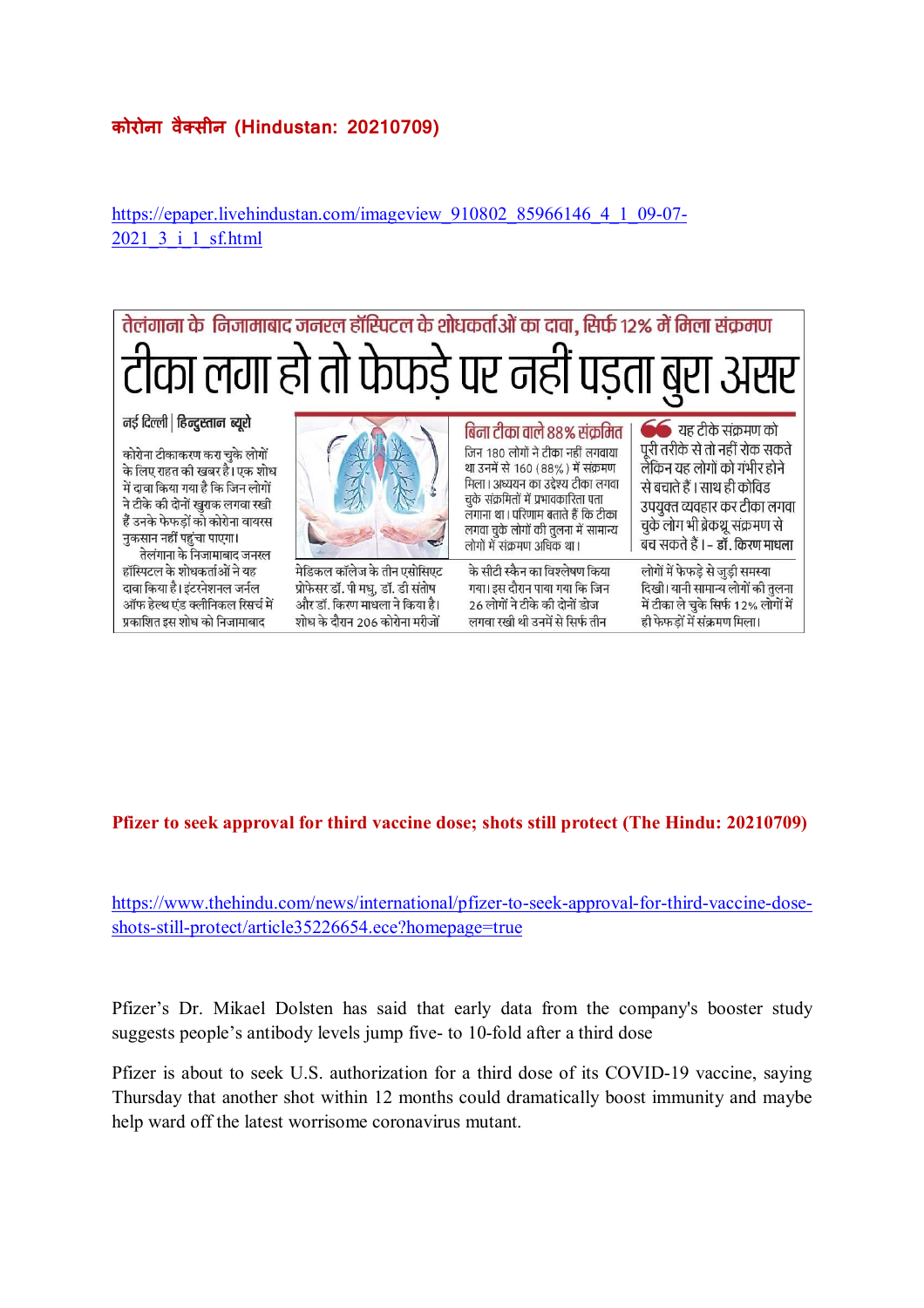**कोरोना वैक्सीन (Hindustan: 20210709)**

https://epaper.livehindustan.com/imageview_910802_85966146_4_1_09-07-2021_3_i_1_sf.html

तेलंगाना के निजामाबाद जनरल हॉस्पिटल के शोधकर्ताओं का दावा, सिर्फ 12% में मिला संक्रमण

# टीका लगा हो तो फेफड़े पर नहीं पड़ता बुरा असर

नई दिल्ली | हिन्दुस्तान ब्यूरो

कोरोना टीकाकरण करा चुके लोगों के लिए राहत की खबर है। एक शोध में दावा किया गया है कि जिन लोगों ने टीके की दोनों खुराक लगवा रखी हैं उनके फेफड़ों को कोरोना वायरस नुकसान नहीं पहुंचा पाएगा।

तेलंगाना के निजामाबाद जनरल हॉस्पिटल के शोधकर्ताओं ने यह दावा किया है। इंटरनेशनल जर्नल ऑफ हेल्थ एंड क्लीनिकल रिसर्च में प्रकाशित इस शोध को निजामाबाद मेडिकल कॉलेज के तीन एसोसिएट प्रोफेसर डॉ. पी मधु, डॉ. डी संतोष और डॉ. किरण माधला ने किया है। शोध के दौरान 206 कोरोना मरीजों के सीटी स्कैन का विश्लेषण किया गया। इस दौरान पाया गया कि जिन 26 लोगों ने टीके की दोनों डोज लगवा रखी थी उनमें से सिर्फ तीन लोगों में फेफड़े से जुड़ी समस्या दिखी। यानी सामान्य लोगों की तुलना में टीका ले चुके सिर्फ 12% लोगों में ही फेफड़ों में संक्रमण मिला।

**बिना टीका वाले 88% संक्रमित**

जिन 180 लोगों ने टीका नहीं लगवाया था उनमें से 160 (88%) में संक्रमण मिला। अध्ययन का उद्देश्य टीका लगवा चुके संक्रमितों में प्रभावकारिता पता लगाना था। परिणाम बताते हैं कि टीका लगवा चुके लोगों की तुलना में सामान्य लोगों में संक्रमण अधिक था।

यह टीके संक्रमण को पूरी तरीके से तो नहीं रोक सकते लेकिन यह लोगों को गंभीर होने से बचाते हैं। साथ ही कोविड उपयुक्त व्यवहार कर टीका लगवा चुके लोग भी ब्रेकथ्रू संक्रमण से बच सकते हैं। - डॉ. किरण माधला

**Pfizer to seek approval for third vaccine dose; shots still protect (The Hindu: 20210709)**

https://www.thehindu.com/news/international/pfizer-to-seek-approval-for-third-vaccine-dose-shots-still-protect/article35226654.ece?homepage=true

Pfizer's Dr. Mikael Dolsten has said that early data from the company's booster study suggests people's antibody levels jump five- to 10-fold after a third dose

Pfizer is about to seek U.S. authorization for a third dose of its COVID-19 vaccine, saying Thursday that another shot within 12 months could dramatically boost immunity and maybe help ward off the latest worrisome coronavirus mutant.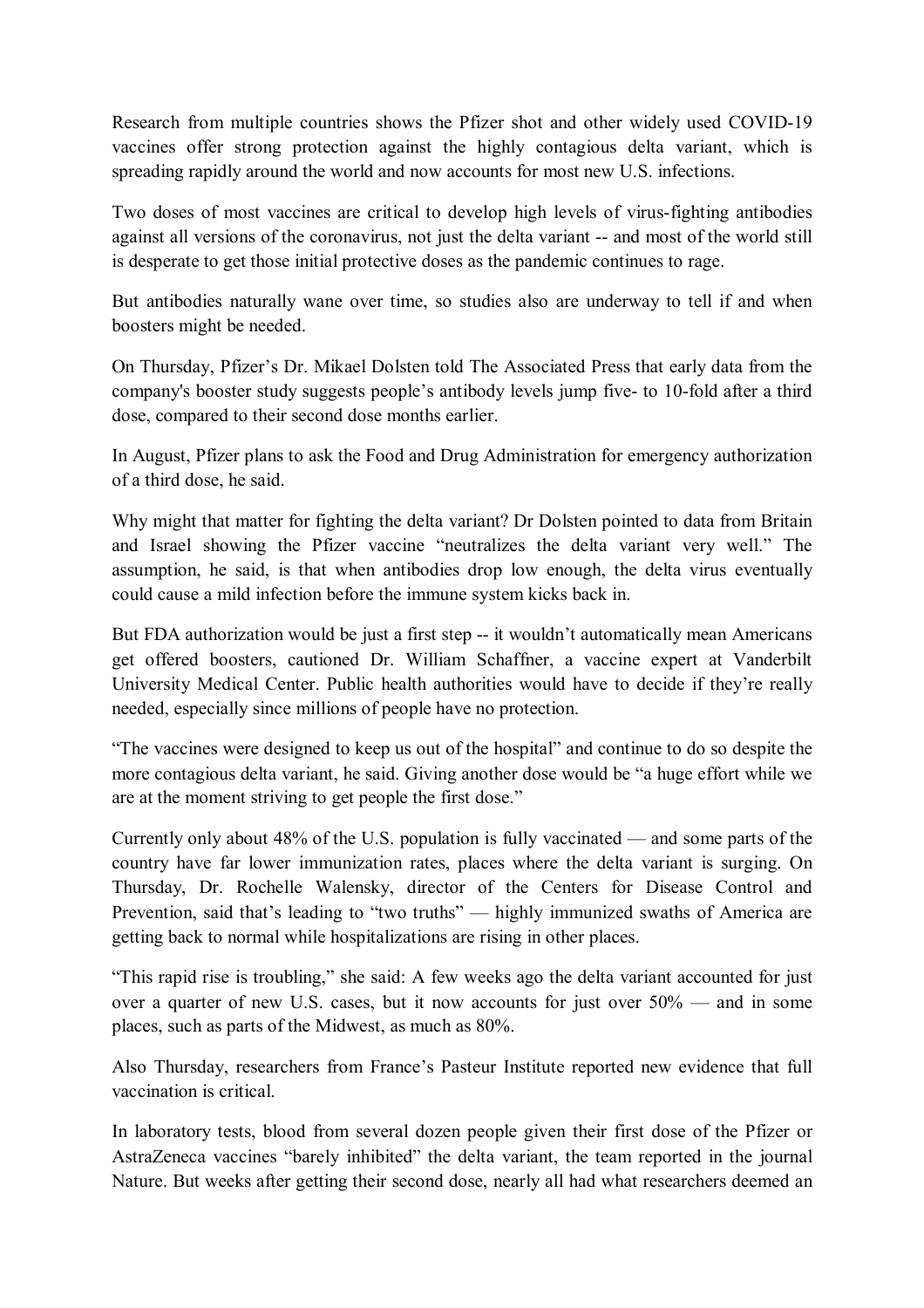Research from multiple countries shows the Pfizer shot and other widely used COVID-19 vaccines offer strong protection against the highly contagious delta variant, which is spreading rapidly around the world and now accounts for most new U.S. infections.

Two doses of most vaccines are critical to develop high levels of virus-fighting antibodies against all versions of the coronavirus, not just the delta variant -- and most of the world still is desperate to get those initial protective doses as the pandemic continues to rage.

But antibodies naturally wane over time, so studies also are underway to tell if and when boosters might be needed.

On Thursday, Pfizer's Dr. Mikael Dolsten told The Associated Press that early data from the company's booster study suggests people's antibody levels jump five- to 10-fold after a third dose, compared to their second dose months earlier.

In August, Pfizer plans to ask the Food and Drug Administration for emergency authorization of a third dose, he said.

Why might that matter for fighting the delta variant? Dr Dolsten pointed to data from Britain and Israel showing the Pfizer vaccine "neutralizes the delta variant very well." The assumption, he said, is that when antibodies drop low enough, the delta virus eventually could cause a mild infection before the immune system kicks back in.

But FDA authorization would be just a first step -- it wouldn't automatically mean Americans get offered boosters, cautioned Dr. William Schaffner, a vaccine expert at Vanderbilt University Medical Center. Public health authorities would have to decide if they're really needed, especially since millions of people have no protection.

"The vaccines were designed to keep us out of the hospital" and continue to do so despite the more contagious delta variant, he said. Giving another dose would be "a huge effort while we are at the moment striving to get people the first dose."

Currently only about 48% of the U.S. population is fully vaccinated — and some parts of the country have far lower immunization rates, places where the delta variant is surging. On Thursday, Dr. Rochelle Walensky, director of the Centers for Disease Control and Prevention, said that's leading to "two truths" — highly immunized swaths of America are getting back to normal while hospitalizations are rising in other places.

"This rapid rise is troubling," she said: A few weeks ago the delta variant accounted for just over a quarter of new U.S. cases, but it now accounts for just over 50% — and in some places, such as parts of the Midwest, as much as 80%.

Also Thursday, researchers from France's Pasteur Institute reported new evidence that full vaccination is critical.

In laboratory tests, blood from several dozen people given their first dose of the Pfizer or AstraZeneca vaccines "barely inhibited" the delta variant, the team reported in the journal Nature. But weeks after getting their second dose, nearly all had what researchers deemed an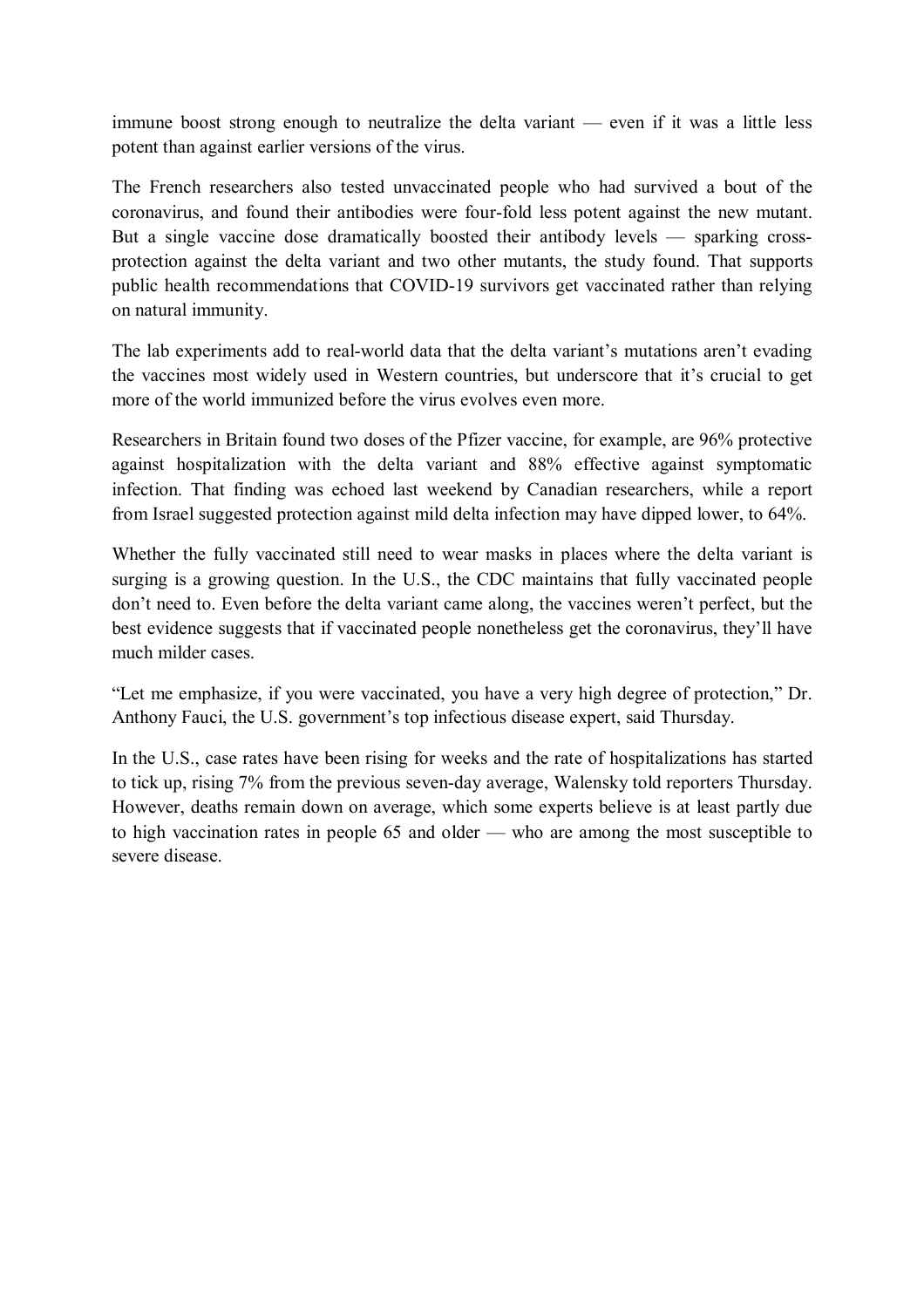immune boost strong enough to neutralize the delta variant — even if it was a little less potent than against earlier versions of the virus.

The French researchers also tested unvaccinated people who had survived a bout of the coronavirus, and found their antibodies were four-fold less potent against the new mutant. But a single vaccine dose dramatically boosted their antibody levels — sparking cross-protection against the delta variant and two other mutants, the study found. That supports public health recommendations that COVID-19 survivors get vaccinated rather than relying on natural immunity.

The lab experiments add to real-world data that the delta variant's mutations aren't evading the vaccines most widely used in Western countries, but underscore that it's crucial to get more of the world immunized before the virus evolves even more.

Researchers in Britain found two doses of the Pfizer vaccine, for example, are 96% protective against hospitalization with the delta variant and 88% effective against symptomatic infection. That finding was echoed last weekend by Canadian researchers, while a report from Israel suggested protection against mild delta infection may have dipped lower, to 64%.

Whether the fully vaccinated still need to wear masks in places where the delta variant is surging is a growing question. In the U.S., the CDC maintains that fully vaccinated people don't need to. Even before the delta variant came along, the vaccines weren't perfect, but the best evidence suggests that if vaccinated people nonetheless get the coronavirus, they'll have much milder cases.

"Let me emphasize, if you were vaccinated, you have a very high degree of protection," Dr. Anthony Fauci, the U.S. government's top infectious disease expert, said Thursday.

In the U.S., case rates have been rising for weeks and the rate of hospitalizations has started to tick up, rising 7% from the previous seven-day average, Walensky told reporters Thursday. However, deaths remain down on average, which some experts believe is at least partly due to high vaccination rates in people 65 and older — who are among the most susceptible to severe disease.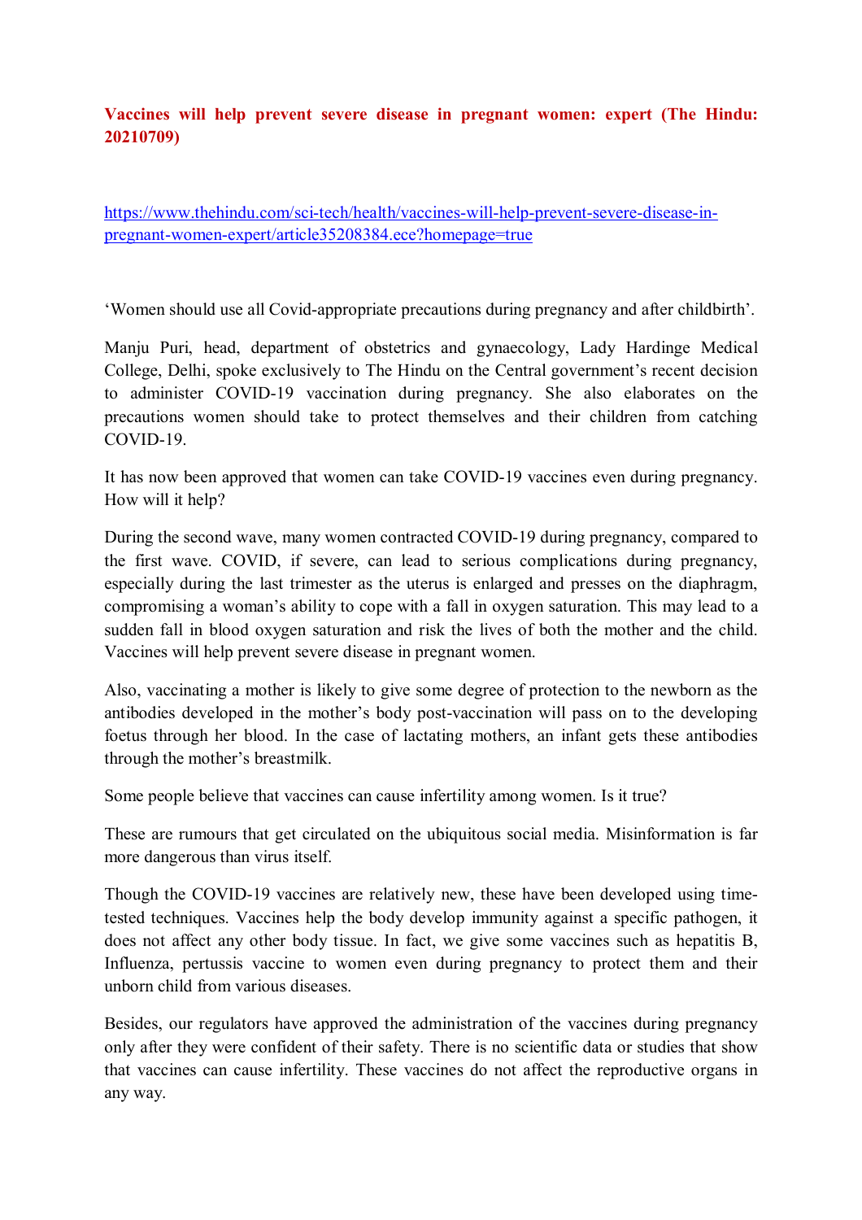**Vaccines will help prevent severe disease in pregnant women: expert (The Hindu: 20210709)**

https://www.thehindu.com/sci-tech/health/vaccines-will-help-prevent-severe-disease-in-pregnant-women-expert/article35208384.ece?homepage=true

'Women should use all Covid-appropriate precautions during pregnancy and after childbirth'.

Manju Puri, head, department of obstetrics and gynaecology, Lady Hardinge Medical College, Delhi, spoke exclusively to The Hindu on the Central government's recent decision to administer COVID-19 vaccination during pregnancy. She also elaborates on the precautions women should take to protect themselves and their children from catching COVID-19.

It has now been approved that women can take COVID-19 vaccines even during pregnancy. How will it help?

During the second wave, many women contracted COVID-19 during pregnancy, compared to the first wave. COVID, if severe, can lead to serious complications during pregnancy, especially during the last trimester as the uterus is enlarged and presses on the diaphragm, compromising a woman's ability to cope with a fall in oxygen saturation. This may lead to a sudden fall in blood oxygen saturation and risk the lives of both the mother and the child. Vaccines will help prevent severe disease in pregnant women.

Also, vaccinating a mother is likely to give some degree of protection to the newborn as the antibodies developed in the mother's body post-vaccination will pass on to the developing foetus through her blood. In the case of lactating mothers, an infant gets these antibodies through the mother's breastmilk.

Some people believe that vaccines can cause infertility among women. Is it true?

These are rumours that get circulated on the ubiquitous social media. Misinformation is far more dangerous than virus itself.

Though the COVID-19 vaccines are relatively new, these have been developed using time-tested techniques. Vaccines help the body develop immunity against a specific pathogen, it does not affect any other body tissue. In fact, we give some vaccines such as hepatitis B, Influenza, pertussis vaccine to women even during pregnancy to protect them and their unborn child from various diseases.

Besides, our regulators have approved the administration of the vaccines during pregnancy only after they were confident of their safety. There is no scientific data or studies that show that vaccines can cause infertility. These vaccines do not affect the reproductive organs in any way.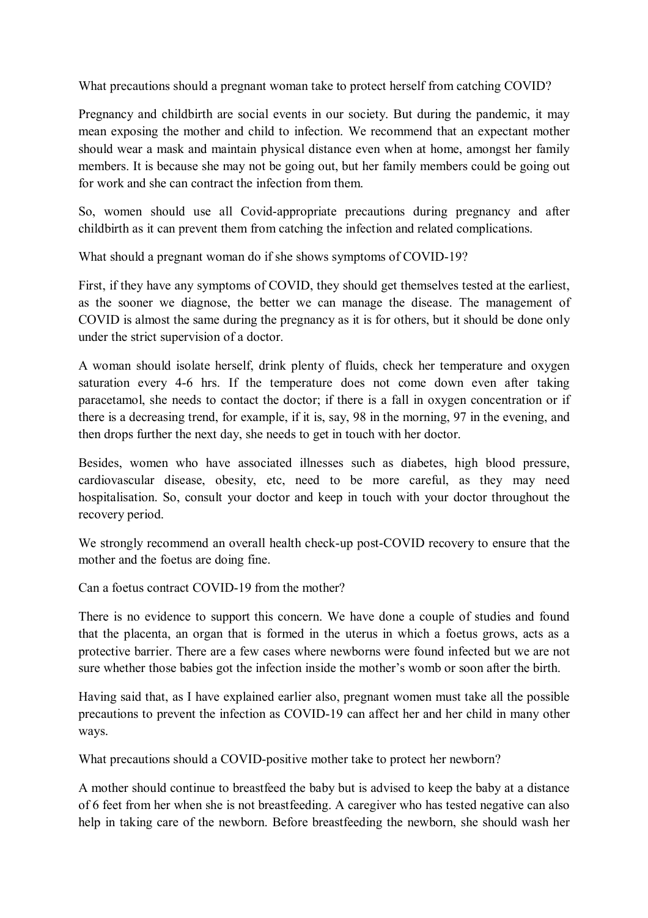What precautions should a pregnant woman take to protect herself from catching COVID?

Pregnancy and childbirth are social events in our society. But during the pandemic, it may mean exposing the mother and child to infection. We recommend that an expectant mother should wear a mask and maintain physical distance even when at home, amongst her family members. It is because she may not be going out, but her family members could be going out for work and she can contract the infection from them.

So, women should use all Covid-appropriate precautions during pregnancy and after childbirth as it can prevent them from catching the infection and related complications.

What should a pregnant woman do if she shows symptoms of COVID-19?

First, if they have any symptoms of COVID, they should get themselves tested at the earliest, as the sooner we diagnose, the better we can manage the disease. The management of COVID is almost the same during the pregnancy as it is for others, but it should be done only under the strict supervision of a doctor.

A woman should isolate herself, drink plenty of fluids, check her temperature and oxygen saturation every 4-6 hrs. If the temperature does not come down even after taking paracetamol, she needs to contact the doctor; if there is a fall in oxygen concentration or if there is a decreasing trend, for example, if it is, say, 98 in the morning, 97 in the evening, and then drops further the next day, she needs to get in touch with her doctor.

Besides, women who have associated illnesses such as diabetes, high blood pressure, cardiovascular disease, obesity, etc, need to be more careful, as they may need hospitalisation. So, consult your doctor and keep in touch with your doctor throughout the recovery period.

We strongly recommend an overall health check-up post-COVID recovery to ensure that the mother and the foetus are doing fine.

Can a foetus contract COVID-19 from the mother?

There is no evidence to support this concern. We have done a couple of studies and found that the placenta, an organ that is formed in the uterus in which a foetus grows, acts as a protective barrier. There are a few cases where newborns were found infected but we are not sure whether those babies got the infection inside the mother's womb or soon after the birth.

Having said that, as I have explained earlier also, pregnant women must take all the possible precautions to prevent the infection as COVID-19 can affect her and her child in many other ways.

What precautions should a COVID-positive mother take to protect her newborn?

A mother should continue to breastfeed the baby but is advised to keep the baby at a distance of 6 feet from her when she is not breastfeeding. A caregiver who has tested negative can also help in taking care of the newborn. Before breastfeeding the newborn, she should wash her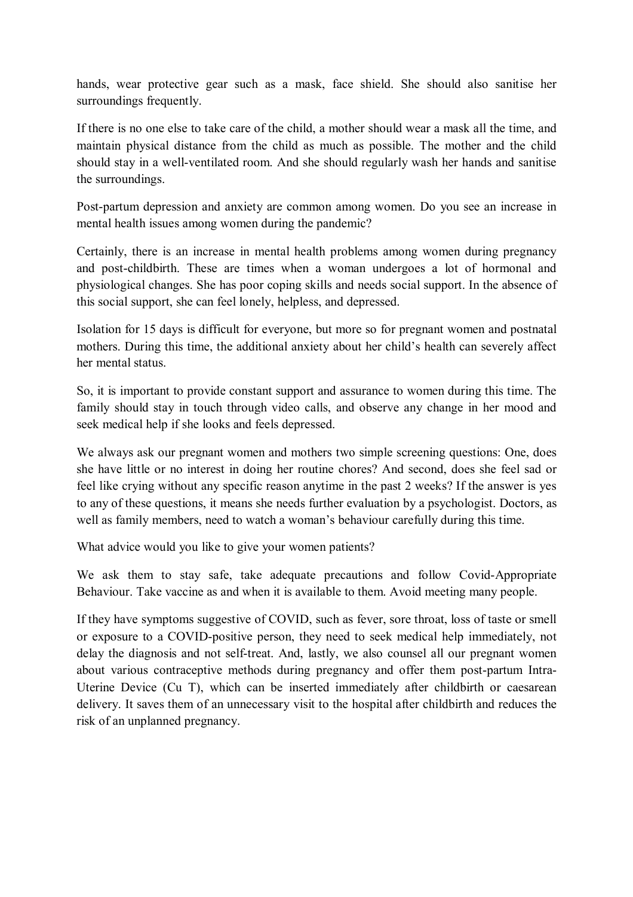hands, wear protective gear such as a mask, face shield. She should also sanitise her surroundings frequently.

If there is no one else to take care of the child, a mother should wear a mask all the time, and maintain physical distance from the child as much as possible. The mother and the child should stay in a well-ventilated room. And she should regularly wash her hands and sanitise the surroundings.

Post-partum depression and anxiety are common among women. Do you see an increase in mental health issues among women during the pandemic?

Certainly, there is an increase in mental health problems among women during pregnancy and post-childbirth. These are times when a woman undergoes a lot of hormonal and physiological changes. She has poor coping skills and needs social support. In the absence of this social support, she can feel lonely, helpless, and depressed.

Isolation for 15 days is difficult for everyone, but more so for pregnant women and postnatal mothers. During this time, the additional anxiety about her child's health can severely affect her mental status.

So, it is important to provide constant support and assurance to women during this time. The family should stay in touch through video calls, and observe any change in her mood and seek medical help if she looks and feels depressed.

We always ask our pregnant women and mothers two simple screening questions: One, does she have little or no interest in doing her routine chores? And second, does she feel sad or feel like crying without any specific reason anytime in the past 2 weeks? If the answer is yes to any of these questions, it means she needs further evaluation by a psychologist. Doctors, as well as family members, need to watch a woman's behaviour carefully during this time.

What advice would you like to give your women patients?

We ask them to stay safe, take adequate precautions and follow Covid-Appropriate Behaviour. Take vaccine as and when it is available to them. Avoid meeting many people.

If they have symptoms suggestive of COVID, such as fever, sore throat, loss of taste or smell or exposure to a COVID-positive person, they need to seek medical help immediately, not delay the diagnosis and not self-treat. And, lastly, we also counsel all our pregnant women about various contraceptive methods during pregnancy and offer them post-partum Intra-Uterine Device (Cu T), which can be inserted immediately after childbirth or caesarean delivery. It saves them of an unnecessary visit to the hospital after childbirth and reduces the risk of an unplanned pregnancy.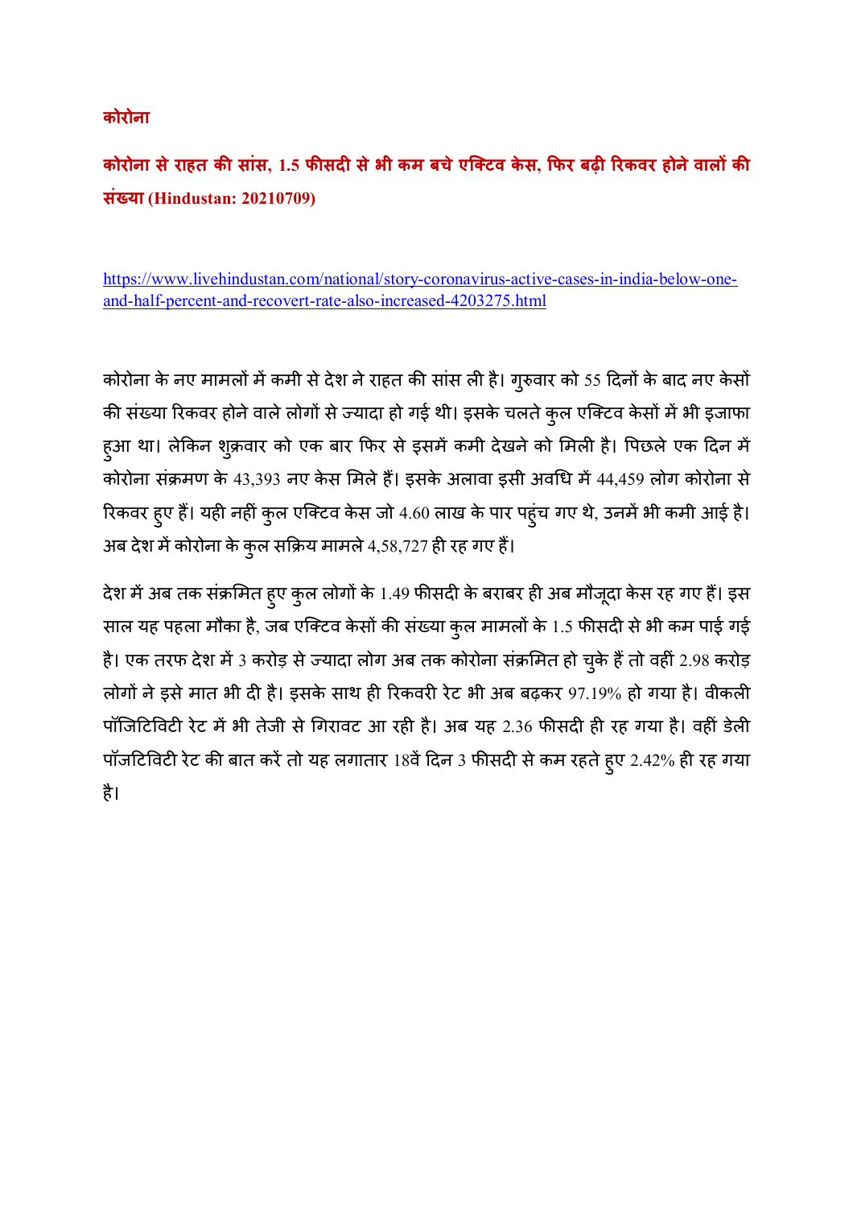**कोरोना**

## कोरोना से राहत की सांस, 1.5 फीसदी से भी कम बचे एक्टिव केस, फिर बढ़ी रिकवर होने वालों की संख्या (Hindustan: 20210709)

https://www.livehindustan.com/national/story-coronavirus-active-cases-in-india-below-one-and-half-percent-and-recovert-rate-also-increased-4203275.html

कोरोना के नए मामलों में कमी से देश ने राहत की सांस ली है। गुरुवार को 55 दिनों के बाद नए केसों की संख्या रिकवर होने वाले लोगों से ज्यादा हो गई थी। इसके चलते कुल एक्टिव केसों में भी इजाफा हुआ था। लेकिन शुक्रवार को एक बार फिर से इसमें कमी देखने को मिली है। पिछले एक दिन में कोरोना संक्रमण के 43,393 नए केस मिले हैं। इसके अलावा इसी अवधि में 44,459 लोग कोरोना से रिकवर हुए हैं। यही नहीं कुल एक्टिव केस जो 4.60 लाख के पार पहुंच गए थे, उनमें भी कमी आई है। अब देश में कोरोना के कुल सक्रिय मामले 4,58,727 ही रह गए हैं।

देश में अब तक संक्रमित हुए कुल लोगों के 1.49 फीसदी के बराबर ही अब मौजूदा केस रह गए हैं। इस साल यह पहला मौका है, जब एक्टिव केसों की संख्या कुल मामलों के 1.5 फीसदी से भी कम पाई गई है। एक तरफ देश में 3 करोड़ से ज्यादा लोग अब तक कोरोना संक्रमित हो चुके हैं तो वहीं 2.98 करोड़ लोगों ने इसे मात भी दी है। इसके साथ ही रिकवरी रेट भी अब बढ़कर 97.19% हो गया है। वीकली पॉजिटिविटी रेट में भी तेजी से गिरावट आ रही है। अब यह 2.36 फीसदी ही रह गया है। वहीं डेली पॉजटिविटी रेट की बात करें तो यह लगातार 18वें दिन 3 फीसदी से कम रहते हुए 2.42% ही रह गया है।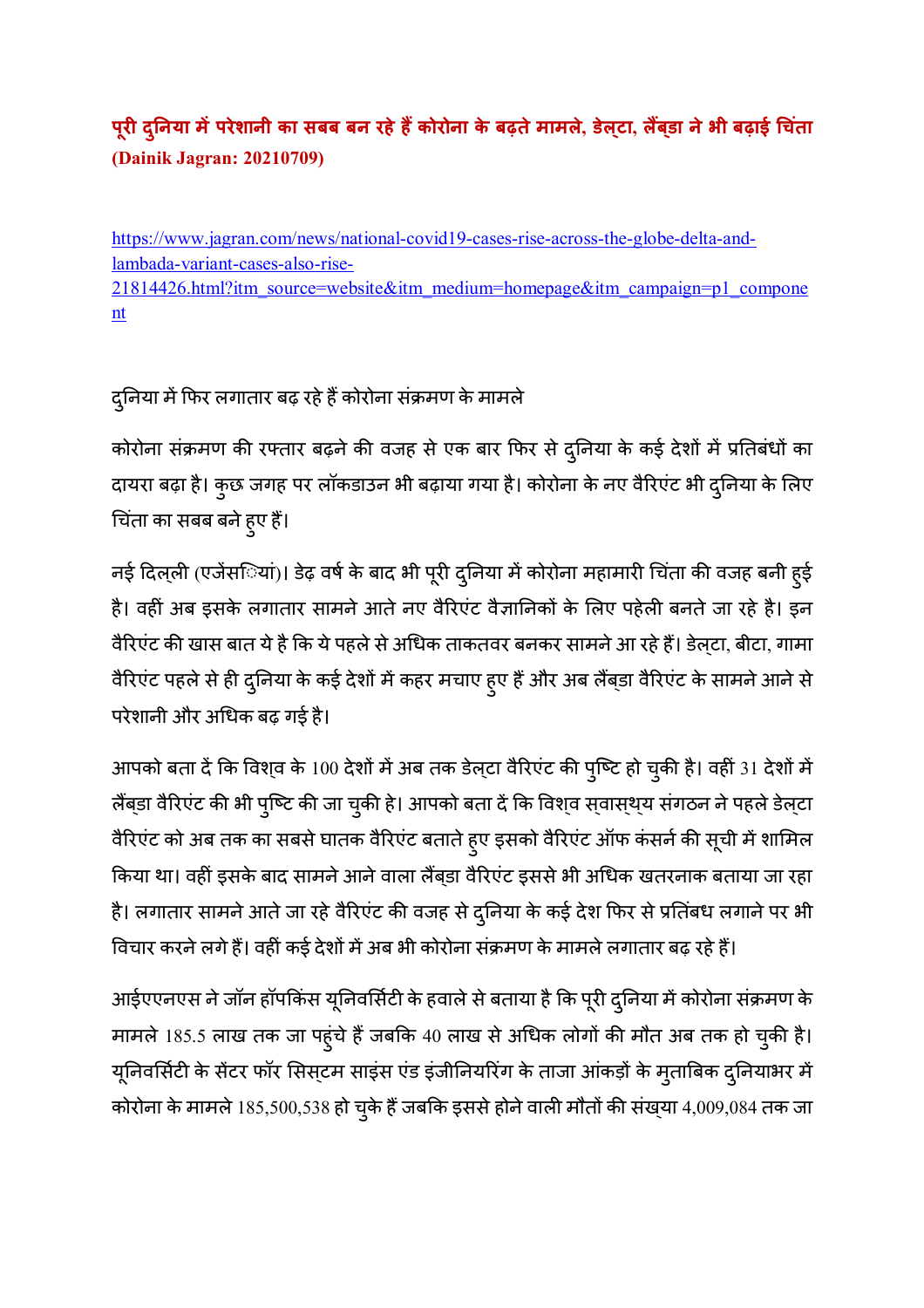# पूरी दुनिया में परेशानी का सबब बन रहे हैं कोरोना के बढ़ते मामले, डेल्टा, लैंब्डा ने भी बढ़ाई चिंता

**(Dainik Jagran: 20210709)**

https://www.jagran.com/news/national-covid19-cases-rise-across-the-globe-delta-and-lambada-variant-cases-also-rise-21814426.html?itm_source=website&itm_medium=homepage&itm_campaign=p1_component

दुनिया में फिर लगातार बढ़ रहे हैं कोरोना संक्रमण के मामले

कोरोना संक्रमण की रफ्तार बढ़ने की वजह से एक बार फिर से दुनिया के कई देशों में प्रतिबंधों का दायरा बढ़ा है। कुछ जगह पर लॉकडाउन भी बढ़ाया गया है। कोरोना के नए वैरिएंट भी दुनिया के लिए चिंता का सबब बने हुए हैं।

नई दिल्ली (एजेंसियां)। डेढ़ वर्ष के बाद भी पूरी दुनिया में कोरोना महामारी चिंता की वजह बनी हुई है। वहीं अब इसके लगातार सामने आते नए वैरिएंट वैज्ञानिकों के लिए पहेली बनते जा रहे है। इन वैरिएंट की खास बात ये है कि ये पहले से अधिक ताकतवर बनकर सामने आ रहे हैं। डेल्टा, बीटा, गामा वैरिएंट पहले से ही दुनिया के कई देशों में कहर मचाए हुए हैं और अब लैंब्डा वैरिएंट के सामने आने से परेशानी और अधिक बढ़ गई है।

आपको बता दें कि विश्व के 100 देशों में अब तक डेल्टा वैरिएंट की पुष्टि हो चुकी है। वहीं 31 देशों में लैंब्डा वैरिएंट की भी पुष्टि की जा चुकी हे। आपको बता दें कि विश्व स्वास्थ्य संगठन ने पहले डेल्टा वैरिएंट को अब तक का सबसे घातक वैरिएंट बताते हुए इसको वैरिएंट ऑफ कंसर्न की सूची में शामिल किया था। वहीं इसके बाद सामने आने वाला लैंब्डा वैरिएंट इससे भी अधिक खतरनाक बताया जा रहा है। लगातार सामने आते जा रहे वैरिएंट की वजह से दुनिया के कई देश फिर से प्रतिंबध लगाने पर भी विचार करने लगे हैं। वहीं कई देशों में अब भी कोरोना संक्रमण के मामले लगातार बढ़ रहे हैं।

आईएएनएस ने जॉन हॉपकिंस यूनिवर्सिटी के हवाले से बताया है कि पूरी दुनिया में कोरोना संक्रमण के मामले 185.5 लाख तक जा पहुंचे हैं जबकि 40 लाख से अधिक लोगों की मौत अब तक हो चुकी है। यूनिवर्सिटी के सेंटर फॉर सिस्टम साइंस एंड इंजीनियरिंग के ताजा आंकड़ों के मुताबिक दुनियाभर में कोरोना के मामले 185,500,538 हो चुके हैं जबकि इससे होने वाली मौतों की संख्या 4,009,084 तक जा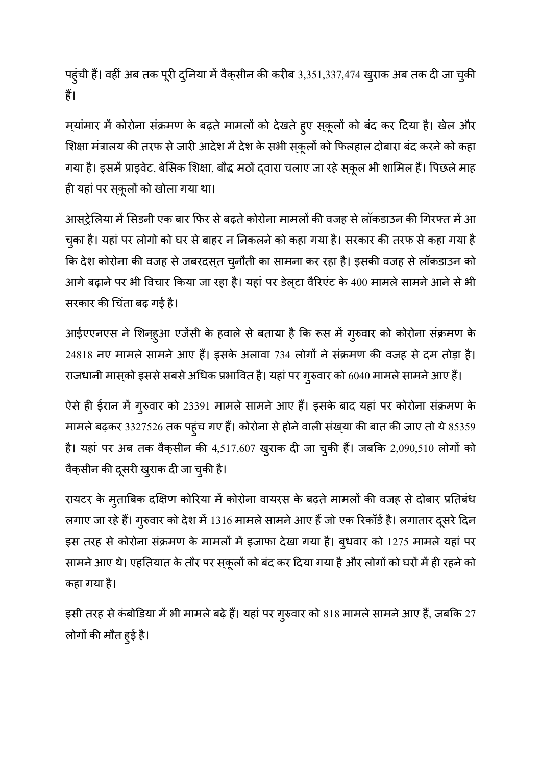पहुंची हैं। वहीं अब तक पूरी दुनिया में वैक्सीन की करीब 3,351,337,474 खुराक अब तक दी जा चुकी हैं।

म्यांमार में कोरोना संक्रमण के बढ़ते मामलों को देखते हुए स्कूलों को बंद कर दिया है। खेल और शिक्षा मंत्रालय की तरफ से जारी आदेश में देश के सभी स्कूलों को फिलहाल दोबारा बंद करने को कहा गया है। इसमें प्राइवेट, बेसिक शिक्षा, बौद्ध मठों द्वारा चलाए जा रहे स्कूल भी शामिल हैं। पिछले माह ही यहां पर स्कूलों को खोला गया था।

आस्ट्रेलिया में सिडनी एक बार फिर से बढ़ते कोरोना मामलों की वजह से लॉकडाउन की गिरफ्त में आ चुका है। यहां पर लोगो को घर से बाहर न निकलने को कहा गया है। सरकार की तरफ से कहा गया है कि देश कोरोना की वजह से जबरदस्त चुनौती का सामना कर रहा है। इसकी वजह से लॉकडाउन को आगे बढ़ाने पर भी विचार किया जा रहा है। यहां पर डेल्टा वैरिएंट के 400 मामले सामने आने से भी सरकार की चिंता बढ़ गई है।

आईएएनएस ने शिन्हुआ एजेंसी के हवाले से बताया है कि रूस में गुरुवार को कोरोना संक्रमण के 24818 नए मामले सामने आए हैं। इसके अलावा 734 लोगों ने संक्रमण की वजह से दम तोड़ा है। राजधानी मास्को इससे सबसे अधिक प्रभावित है। यहां पर गुरुवार को 6040 मामले सामने आए हैं।

ऐसे ही ईरान में गुरुवार को 23391 मामले सामने आए हैं। इसके बाद यहां पर कोरोना संक्रमण के मामले बढ़कर 3327526 तक पहुंच गए हैं। कोरोना से होने वाली संख्या की बात की जाए तो ये 85359 है। यहां पर अब तक वैक्सीन की 4,517,607 खुराक दी जा चुकी हैं। जबकि 2,090,510 लोगों को वैक्सीन की दूसरी खुराक दी जा चुकी है।

रायटर के मुताबिक दक्षिण कोरिया में कोरोना वायरस के बढ़ते मामलों की वजह से दोबार प्रतिबंध लगाए जा रहे हैं। गुरुवार को देश में 1316 मामले सामने आए हैं जो एक रिकॉर्ड है। लगातार दूसरे दिन इस तरह से कोरोना संक्रमण के मामलों में इजाफा देखा गया है। बुधवार को 1275 मामले यहां पर सामने आए थे। एहतियात के तौर पर स्कूलों को बंद कर दिया गया है और लोगों को घरों में ही रहने को कहा गया है।

इसी तरह से कंबोडिया में भी मामले बढ़े हैं। यहां पर गुरुवार को 818 मामले सामने आए हैं, जबकि 27 लोगों की मौत हुई है।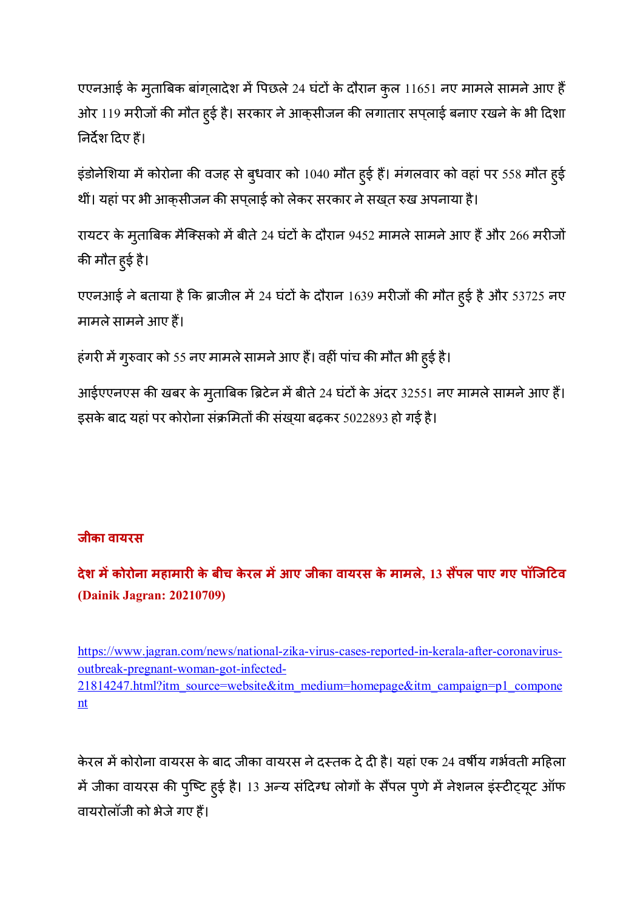एएनआई के मुताबिक बांग्लादेश में पिछले 24 घंटों के दौरान कुल 11651 नए मामले सामने आए हैं ओर 119 मरीजों की मौत हुई है। सरकार ने आक्सीजन की लगातार सप्लाई बनाए रखने के भी दिशा निर्देश दिए हैं।

इंडोनेशिया में कोरोना की वजह से बुधवार को 1040 मौत हुई हैं। मंगलवार को वहां पर 558 मौत हुई थीं। यहां पर भी आक्सीजन की सप्लाई को लेकर सरकार ने सख्त रुख अपनाया है।

रायटर के मुताबिक मैक्सिको में बीते 24 घंटों के दौरान 9452 मामले सामने आए हैं और 266 मरीजों की मौत हुई है।

एएनआई ने बताया है कि ब्राजील में 24 घंटों के दौरान 1639 मरीजों की मौत हुई है और 53725 नए मामले सामने आए हैं।

हंगरी में गुरुवार को 55 नए मामले सामने आए हैं। वहीं पांच की मौत भी हुई है।

आईएएनएस की खबर के मुताबिक ब्रिटेन में बीते 24 घंटों के अंदर 32551 नए मामले सामने आए हैं। इसके बाद यहां पर कोरोना संक्रमितों की संख्या बढ़कर 5022893 हो गई है।

## जीका वायरस

### देश में कोरोना महामारी के बीच केरल में आए जीका वायरस के मामले, 13 सैंपल पाए गए पॉजिटिव (Dainik Jagran: 20210709)

https://www.jagran.com/news/national-zika-virus-cases-reported-in-kerala-after-coronavirus-outbreak-pregnant-woman-got-infected-21814247.html?itm_source=website&itm_medium=homepage&itm_campaign=p1_component

केरल में कोरोना वायरस के बाद जीका वायरस ने दस्तक दे दी है। यहां एक 24 वर्षीय गर्भवती महिला में जीका वायरस की पुष्टि हुई है। 13 अन्य संदिग्ध लोगों के सैंपल पुणे में नेशनल इंस्टीट्यूट ऑफ वायरोलॉजी को भेजे गए हैं।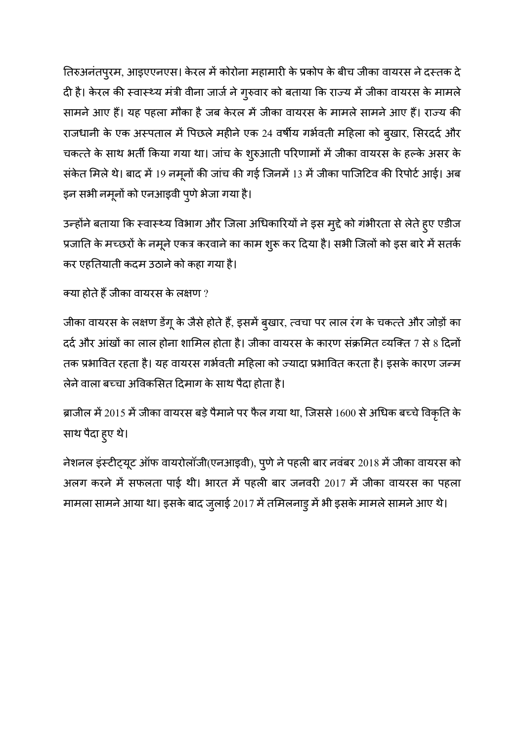तिरुअनंतपुरम, आइएएनएस। केरल में कोरोना महामारी के प्रकोप के बीच जीका वायरस ने दस्तक दे दी है। केरल की स्वास्थ्य मंत्री वीना जार्ज ने गुरुवार को बताया कि राज्य में जीका वायरस के मामले सामने आए हैं। यह पहला मौका है जब केरल में जीका वायरस के मामले सामने आए हैं। राज्य की राजधानी के एक अस्पताल में पिछले महीने एक 24 वर्षीय गर्भवती महिला को बुखार, सिरदर्द और चकत्ते के साथ भर्ती किया गया था। जांच के शुरुआती परिणामों में जीका वायरस के हल्के असर के संकेत मिले थे। बाद में 19 नमूनों की जांच की गई जिनमें 13 में जीका पाजिटिव की रिपोर्ट आई। अब इन सभी नमूनों को एनआइवी पुणे भेजा गया है।

उन्होंने बताया कि स्वास्थ्य विभाग और जिला अधिकारियों ने इस मुद्दे को गंभीरता से लेते हुए एडीज प्रजाति के मच्छरों के नमूने एकत्र करवाने का काम शुरू कर दिया है। सभी जिलों को इस बारे में सतर्क कर एहतियाती कदम उठाने को कहा गया है।

क्या होते हैं जीका वायरस के लक्षण ?

जीका वायरस के लक्षण डेंगू के जैसे होते हैं, इसमें बुखार, त्वचा पर लाल रंग के चकत्ते और जोड़ों का दर्द और आंखों का लाल होना शामिल होता है। जीका वायरस के कारण संक्रमित व्यक्ति 7 से 8 दिनों तक प्रभावित रहता है। यह वायरस गर्भवती महिला को ज्यादा प्रभावित करता है। इसके कारण जन्म लेने वाला बच्चा अविकसित दिमाग के साथ पैदा होता है।

ब्राजील में 2015 में जीका वायरस बड़े पैमाने पर फैल गया था, जिससे 1600 से अधिक बच्चे विकृति के साथ पैदा हुए थे।

नेशनल इंस्टीट्यूट ऑफ वायरोलॉजी(एनआइवी), पुणे ने पहली बार नवंबर 2018 में जीका वायरस को अलग करने में सफलता पाई थी। भारत में पहली बार जनवरी 2017 में जीका वायरस का पहला मामला सामने आया था। इसके बाद जुलाई 2017 में तमिलनाडु में भी इसके मामले सामने आए थे।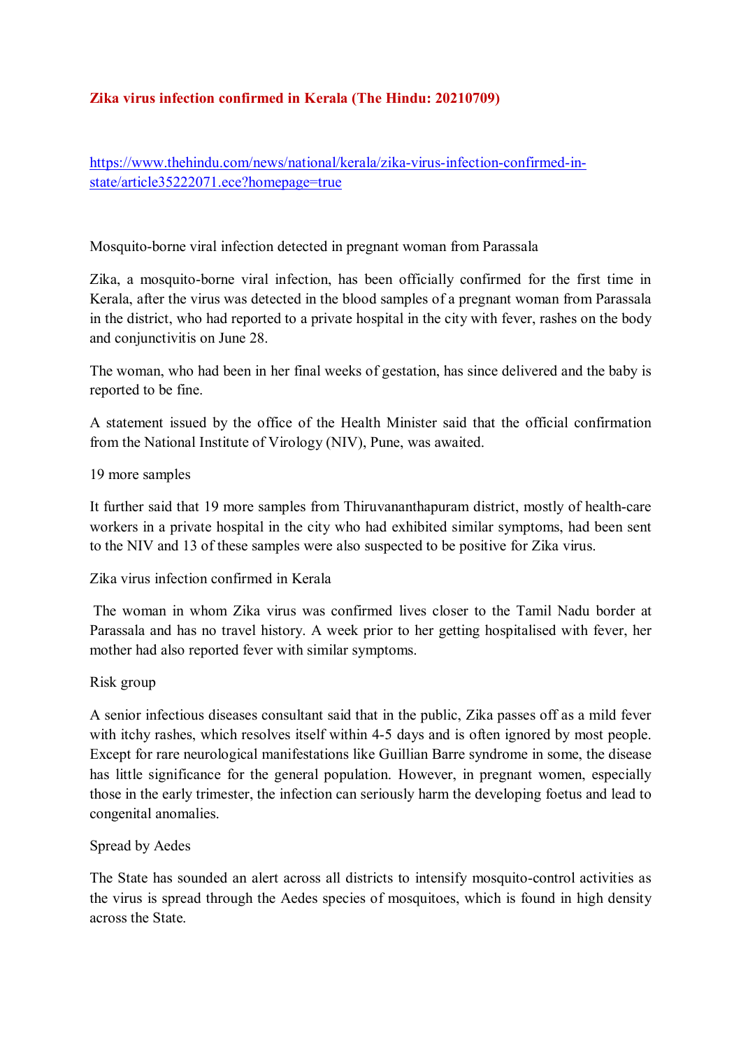# Zika virus infection confirmed in Kerala (The Hindu: 20210709)

https://www.thehindu.com/news/national/kerala/zika-virus-infection-confirmed-in-state/article35222071.ece?homepage=true

Mosquito-borne viral infection detected in pregnant woman from Parassala

Zika, a mosquito-borne viral infection, has been officially confirmed for the first time in Kerala, after the virus was detected in the blood samples of a pregnant woman from Parassala in the district, who had reported to a private hospital in the city with fever, rashes on the body and conjunctivitis on June 28.

The woman, who had been in her final weeks of gestation, has since delivered and the baby is reported to be fine.

A statement issued by the office of the Health Minister said that the official confirmation from the National Institute of Virology (NIV), Pune, was awaited.

19 more samples

It further said that 19 more samples from Thiruvananthapuram district, mostly of health-care workers in a private hospital in the city who had exhibited similar symptoms, had been sent to the NIV and 13 of these samples were also suspected to be positive for Zika virus.

Zika virus infection confirmed in Kerala

The woman in whom Zika virus was confirmed lives closer to the Tamil Nadu border at Parassala and has no travel history. A week prior to her getting hospitalised with fever, her mother had also reported fever with similar symptoms.

Risk group

A senior infectious diseases consultant said that in the public, Zika passes off as a mild fever with itchy rashes, which resolves itself within 4-5 days and is often ignored by most people. Except for rare neurological manifestations like Guillian Barre syndrome in some, the disease has little significance for the general population. However, in pregnant women, especially those in the early trimester, the infection can seriously harm the developing foetus and lead to congenital anomalies.

Spread by Aedes

The State has sounded an alert across all districts to intensify mosquito-control activities as the virus is spread through the Aedes species of mosquitoes, which is found in high density across the State.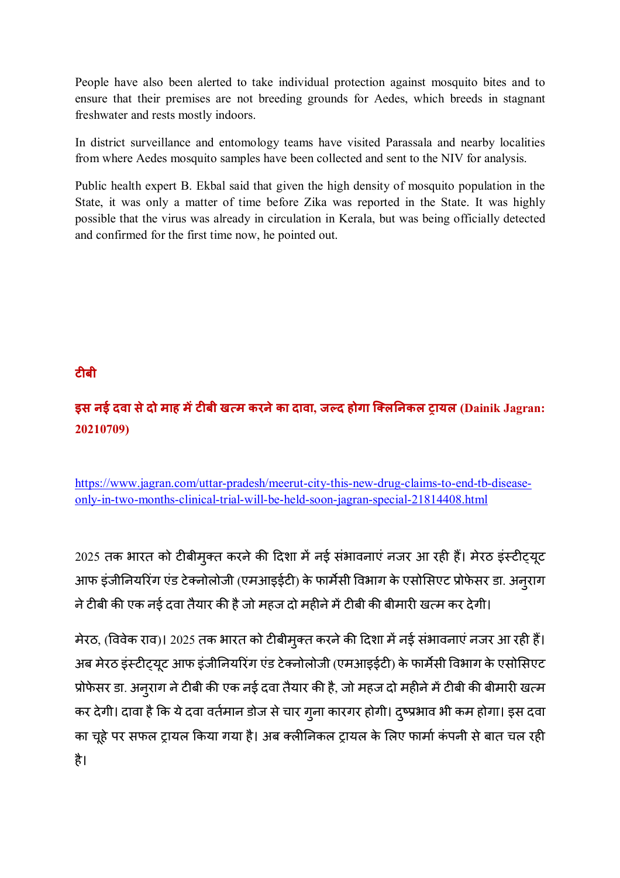People have also been alerted to take individual protection against mosquito bites and to ensure that their premises are not breeding grounds for Aedes, which breeds in stagnant freshwater and rests mostly indoors.

In district surveillance and entomology teams have visited Parassala and nearby localities from where Aedes mosquito samples have been collected and sent to the NIV for analysis.

Public health expert B. Ekbal said that given the high density of mosquito population in the State, it was only a matter of time before Zika was reported in the State. It was highly possible that the virus was already in circulation in Kerala, but was being officially detected and confirmed for the first time now, he pointed out.

## टीबी

### इस नई दवा से दो माह में टीबी खत्म करने का दावा, जल्द होगा क्लिनिकल ट्रायल (Dainik Jagran: 20210709)

https://www.jagran.com/uttar-pradesh/meerut-city-this-new-drug-claims-to-end-tb-disease-only-in-two-months-clinical-trial-will-be-held-soon-jagran-special-21814408.html

2025 तक भारत को टीबीमुक्त करने की दिशा में नई संभावनाएं नजर आ रही हैं। मेरठ इंस्टीट्यूट आफ इंजीनियरिंग एंड टेक्नोलोजी (एमआइईटी) के फार्मेसी विभाग के एसोसिएट प्रोफेसर डा. अनुराग ने टीबी की एक नई दवा तैयार की है जो महज दो महीने में टीबी की बीमारी खत्म कर देगी।

मेरठ, (विवेक राव)। 2025 तक भारत को टीबीमुक्त करने की दिशा में नई संभावनाएं नजर आ रही हैं। अब मेरठ इंस्टीट्यूट आफ इंजीनियरिंग एंड टेक्नोलोजी (एमआइईटी) के फार्मेसी विभाग के एसोसिएट प्रोफेसर डा. अनुराग ने टीबी की एक नई दवा तैयार की है, जो महज दो महीने में टीबी की बीमारी खत्म कर देगी। दावा है कि ये दवा वर्तमान डोज से चार गुना कारगर होगी। दुष्प्रभाव भी कम होगा। इस दवा का चूहे पर सफल ट्रायल किया गया है। अब क्लीनिकल ट्रायल के लिए फार्मा कंपनी से बात चल रही है।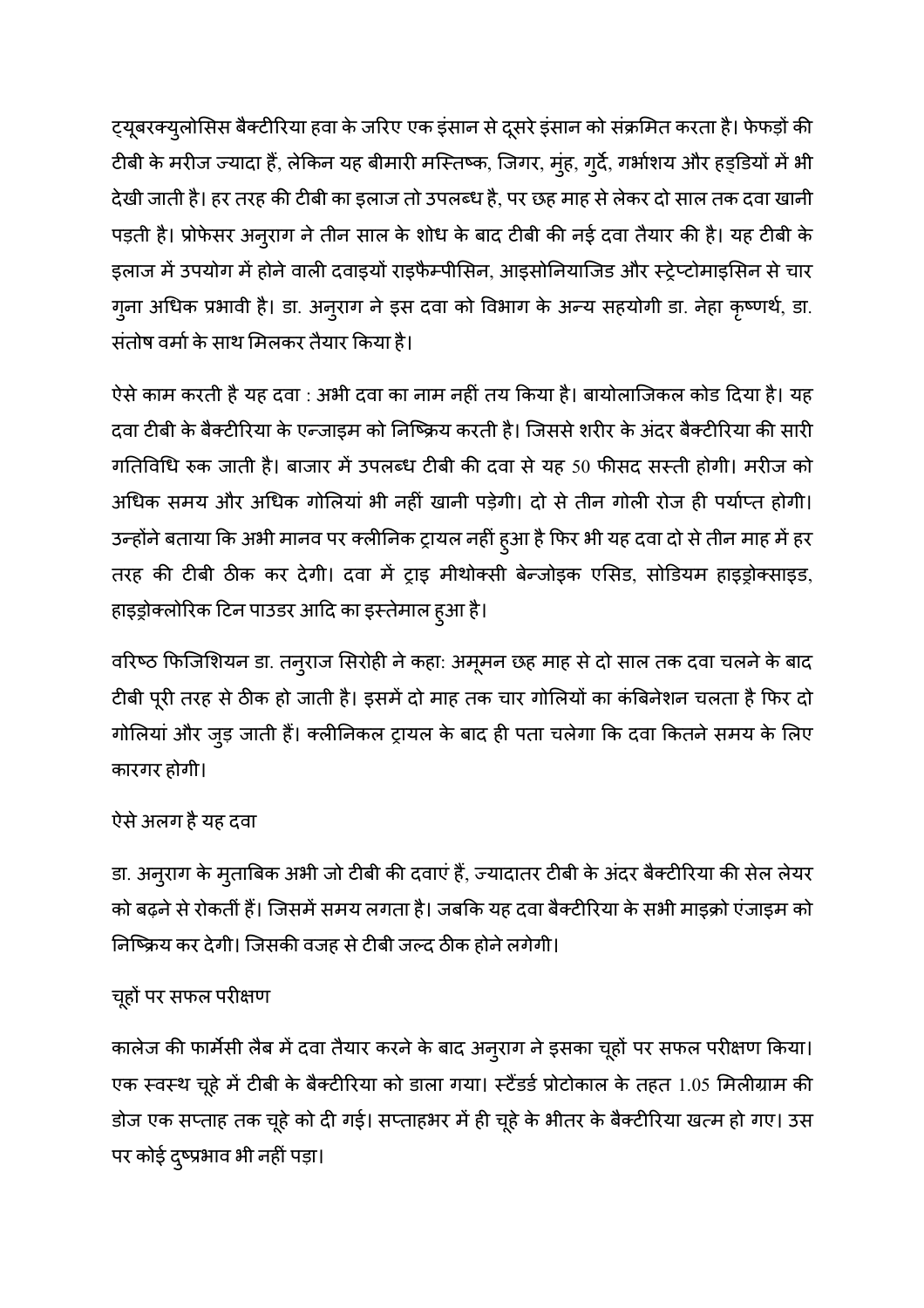ट्यूबरक्युलोसिस बैक्टीरिया हवा के जरिए एक इंसान से दूसरे इंसान को संक्रमित करता है। फेफड़ों की टीबी के मरीज ज्यादा हैं, लेकिन यह बीमारी मस्तिष्क, जिगर, मुंह, गुर्दे, गर्भाशय और हड्डियों में भी देखी जाती है। हर तरह की टीबी का इलाज तो उपलब्ध है, पर छह माह से लेकर दो साल तक दवा खानी पड़ती है। प्रोफेसर अनुराग ने तीन साल के शोध के बाद टीबी की नई दवा तैयार की है। यह टीबी के इलाज में उपयोग में होने वाली दवाइयों राइफैम्पीसिन, आइसोनियाजिड और स्ट्रेप्टोमाइसिन से चार गुना अधिक प्रभावी है। डा. अनुराग ने इस दवा को विभाग के अन्य सहयोगी डा. नेहा कृष्णर्थ, डा. संतोष वर्मा के साथ मिलकर तैयार किया है।

ऐसे काम करती है यह दवा : अभी दवा का नाम नहीं तय किया है। बायोलाजिकल कोड दिया है। यह दवा टीबी के बैक्टीरिया के एन्जाइम को निष्क्रिय करती है। जिससे शरीर के अंदर बैक्टीरिया की सारी गतिविधि रुक जाती है। बाजार में उपलब्ध टीबी की दवा से यह 50 फीसद सस्ती होगी। मरीज को अधिक समय और अधिक गोलियां भी नहीं खानी पड़ेगी। दो से तीन गोली रोज ही पर्याप्त होगी। उन्होंने बताया कि अभी मानव पर क्लीनिक ट्रायल नहीं हुआ है फिर भी यह दवा दो से तीन माह में हर तरह की टीबी ठीक कर देगी। दवा में ट्राइ मीथोक्सी बेन्जोइक एसिड, सोडियम हाइड्रोक्साइड, हाइड्रोक्लोरिक टिन पाउडर आदि का इस्तेमाल हुआ है।

वरिष्ठ फिजिशियन डा. तनुराज सिरोही ने कहा: अमूमन छह माह से दो साल तक दवा चलने के बाद टीबी पूरी तरह से ठीक हो जाती है। इसमें दो माह तक चार गोलियों का कंबिनेशन चलता है फिर दो गोलियां और जुड़ जाती हैं। क्लीनिकल ट्रायल के बाद ही पता चलेगा कि दवा कितने समय के लिए कारगर होगी।

ऐसे अलग है यह दवा

डा. अनुराग के मुताबिक अभी जो टीबी की दवाएं हैं, ज्यादातर टीबी के अंदर बैक्टीरिया की सेल लेयर को बढ़ने से रोकतीं हैं। जिसमें समय लगता है। जबकि यह दवा बैक्टीरिया के सभी माइक्रो एंजाइम को निष्क्रिय कर देगी। जिसकी वजह से टीबी जल्द ठीक होने लगेगी।

चूहों पर सफल परीक्षण

कालेज की फार्मेसी लैब में दवा तैयार करने के बाद अनुराग ने इसका चूहों पर सफल परीक्षण किया। एक स्वस्थ चूहे में टीबी के बैक्टीरिया को डाला गया। स्टैंडर्ड प्रोटोकाल के तहत 1.05 मिलीग्राम की डोज एक सप्ताह तक चूहे को दी गई। सप्ताहभर में ही चूहे के भीतर के बैक्टीरिया खत्म हो गए। उस पर कोई दुष्प्रभाव भी नहीं पड़ा।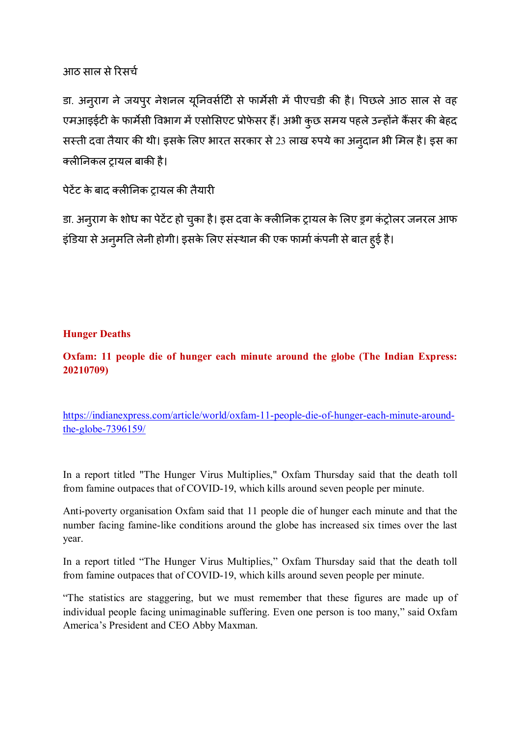आठ साल से रिसर्च

डा. अनुराग ने जयपुर नेशनल यूनिवर्सिटी से फार्मेसी में पीएचडी की है। पिछले आठ साल से वह एमआइईटी के फार्मेसी विभाग में एसोसिएट प्रोफेसर हैं। अभी कुछ समय पहले उन्होंने कैंसर की बेहद सस्ती दवा तैयार की थी। इसके लिए भारत सरकार से 23 लाख रुपये का अनुदान भी मिल है। इस का क्लीनिकल ट्रायल बाकी है।

पेटेंट के बाद क्लीनिक ट्रायल की तैयारी

डा. अनुराग के शोध का पेटेंट हो चुका है। इस दवा के क्लीनिक ट्रायल के लिए ड्रग कंट्रोलर जनरल आफ इंडिया से अनुमति लेनी होगी। इसके लिए संस्थान की एक फार्मा कंपनी से बात हुई है।

**Hunger Deaths**

**Oxfam: 11 people die of hunger each minute around the globe (The Indian Express: 20210709)**

https://indianexpress.com/article/world/oxfam-11-people-die-of-hunger-each-minute-around-the-globe-7396159/

In a report titled "The Hunger Virus Multiplies," Oxfam Thursday said that the death toll from famine outpaces that of COVID-19, which kills around seven people per minute.

Anti-poverty organisation Oxfam said that 11 people die of hunger each minute and that the number facing famine-like conditions around the globe has increased six times over the last year.

In a report titled "The Hunger Virus Multiplies," Oxfam Thursday said that the death toll from famine outpaces that of COVID-19, which kills around seven people per minute.

"The statistics are staggering, but we must remember that these figures are made up of individual people facing unimaginable suffering. Even one person is too many," said Oxfam America's President and CEO Abby Maxman.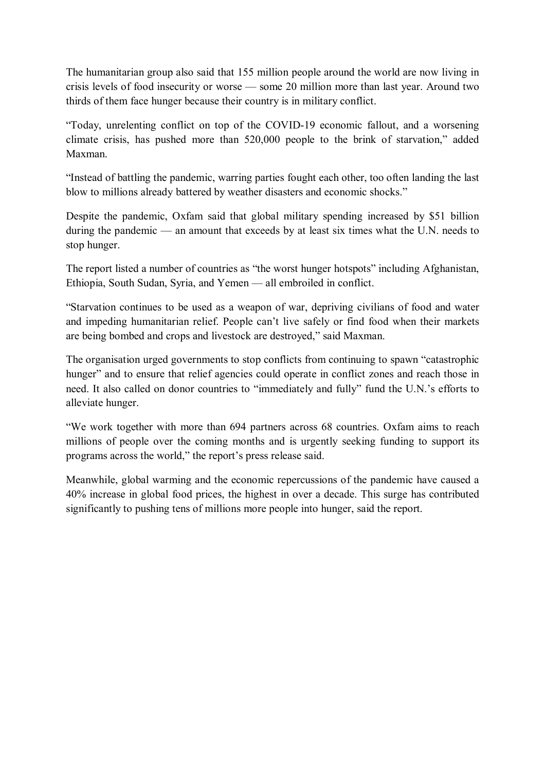The humanitarian group also said that 155 million people around the world are now living in crisis levels of food insecurity or worse — some 20 million more than last year. Around two thirds of them face hunger because their country is in military conflict.

"Today, unrelenting conflict on top of the COVID-19 economic fallout, and a worsening climate crisis, has pushed more than 520,000 people to the brink of starvation," added Maxman.

"Instead of battling the pandemic, warring parties fought each other, too often landing the last blow to millions already battered by weather disasters and economic shocks."

Despite the pandemic, Oxfam said that global military spending increased by $51 billion during the pandemic — an amount that exceeds by at least six times what the U.N. needs to stop hunger.

The report listed a number of countries as "the worst hunger hotspots" including Afghanistan, Ethiopia, South Sudan, Syria, and Yemen — all embroiled in conflict.

"Starvation continues to be used as a weapon of war, depriving civilians of food and water and impeding humanitarian relief. People can't live safely or find food when their markets are being bombed and crops and livestock are destroyed," said Maxman.

The organisation urged governments to stop conflicts from continuing to spawn "catastrophic hunger" and to ensure that relief agencies could operate in conflict zones and reach those in need. It also called on donor countries to "immediately and fully" fund the U.N.'s efforts to alleviate hunger.

"We work together with more than 694 partners across 68 countries. Oxfam aims to reach millions of people over the coming months and is urgently seeking funding to support its programs across the world," the report's press release said.

Meanwhile, global warming and the economic repercussions of the pandemic have caused a 40% increase in global food prices, the highest in over a decade. This surge has contributed significantly to pushing tens of millions more people into hunger, said the report.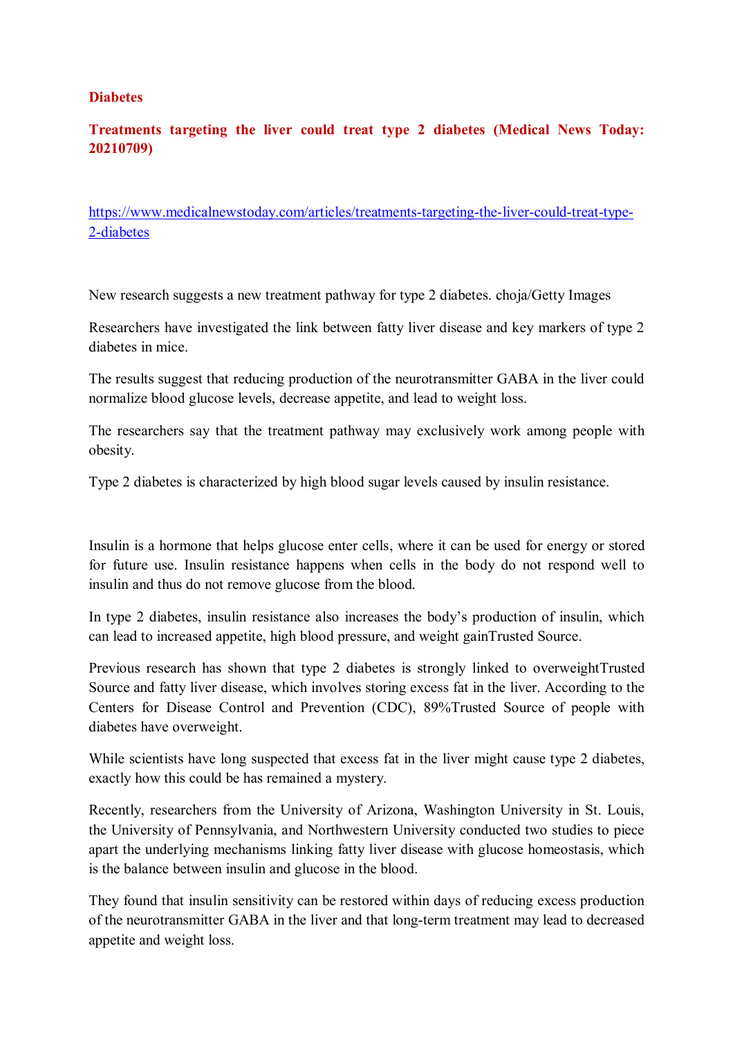**Diabetes**

**Treatments targeting the liver could treat type 2 diabetes (Medical News Today: 20210709)**

https://www.medicalnewstoday.com/articles/treatments-targeting-the-liver-could-treat-type-2-diabetes

New research suggests a new treatment pathway for type 2 diabetes. choja/Getty Images

Researchers have investigated the link between fatty liver disease and key markers of type 2 diabetes in mice.

The results suggest that reducing production of the neurotransmitter GABA in the liver could normalize blood glucose levels, decrease appetite, and lead to weight loss.

The researchers say that the treatment pathway may exclusively work among people with obesity.

Type 2 diabetes is characterized by high blood sugar levels caused by insulin resistance.

Insulin is a hormone that helps glucose enter cells, where it can be used for energy or stored for future use. Insulin resistance happens when cells in the body do not respond well to insulin and thus do not remove glucose from the blood.

In type 2 diabetes, insulin resistance also increases the body's production of insulin, which can lead to increased appetite, high blood pressure, and weight gainTrusted Source.

Previous research has shown that type 2 diabetes is strongly linked to overweightTrusted Source and fatty liver disease, which involves storing excess fat in the liver. According to the Centers for Disease Control and Prevention (CDC), 89%Trusted Source of people with diabetes have overweight.

While scientists have long suspected that excess fat in the liver might cause type 2 diabetes, exactly how this could be has remained a mystery.

Recently, researchers from the University of Arizona, Washington University in St. Louis, the University of Pennsylvania, and Northwestern University conducted two studies to piece apart the underlying mechanisms linking fatty liver disease with glucose homeostasis, which is the balance between insulin and glucose in the blood.

They found that insulin sensitivity can be restored within days of reducing excess production of the neurotransmitter GABA in the liver and that long-term treatment may lead to decreased appetite and weight loss.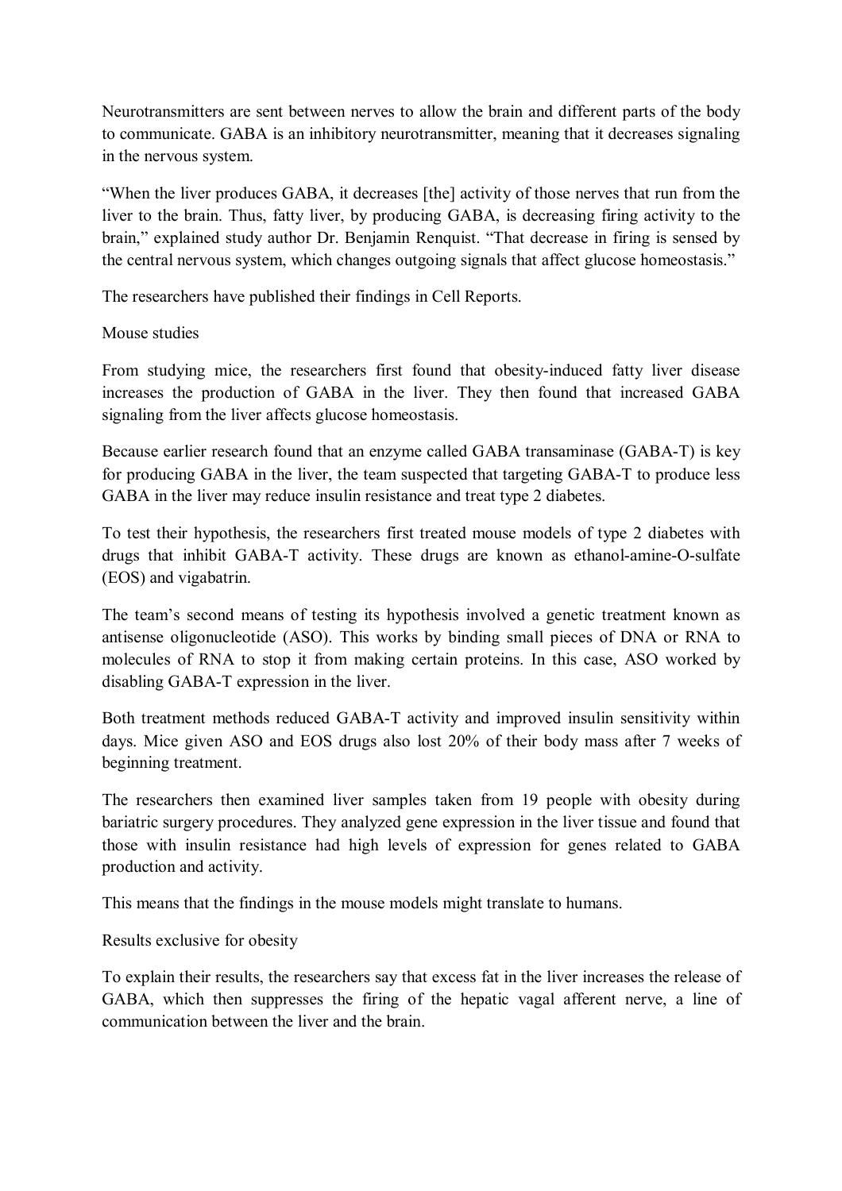Neurotransmitters are sent between nerves to allow the brain and different parts of the body to communicate. GABA is an inhibitory neurotransmitter, meaning that it decreases signaling in the nervous system.

"When the liver produces GABA, it decreases [the] activity of those nerves that run from the liver to the brain. Thus, fatty liver, by producing GABA, is decreasing firing activity to the brain," explained study author Dr. Benjamin Renquist. "That decrease in firing is sensed by the central nervous system, which changes outgoing signals that affect glucose homeostasis."

The researchers have published their findings in Cell Reports.

## Mouse studies

From studying mice, the researchers first found that obesity-induced fatty liver disease increases the production of GABA in the liver. They then found that increased GABA signaling from the liver affects glucose homeostasis.

Because earlier research found that an enzyme called GABA transaminase (GABA-T) is key for producing GABA in the liver, the team suspected that targeting GABA-T to produce less GABA in the liver may reduce insulin resistance and treat type 2 diabetes.

To test their hypothesis, the researchers first treated mouse models of type 2 diabetes with drugs that inhibit GABA-T activity. These drugs are known as ethanol-amine-O-sulfate (EOS) and vigabatrin.

The team's second means of testing its hypothesis involved a genetic treatment known as antisense oligonucleotide (ASO). This works by binding small pieces of DNA or RNA to molecules of RNA to stop it from making certain proteins. In this case, ASO worked by disabling GABA-T expression in the liver.

Both treatment methods reduced GABA-T activity and improved insulin sensitivity within days. Mice given ASO and EOS drugs also lost 20% of their body mass after 7 weeks of beginning treatment.

The researchers then examined liver samples taken from 19 people with obesity during bariatric surgery procedures. They analyzed gene expression in the liver tissue and found that those with insulin resistance had high levels of expression for genes related to GABA production and activity.

This means that the findings in the mouse models might translate to humans.

## Results exclusive for obesity

To explain their results, the researchers say that excess fat in the liver increases the release of GABA, which then suppresses the firing of the hepatic vagal afferent nerve, a line of communication between the liver and the brain.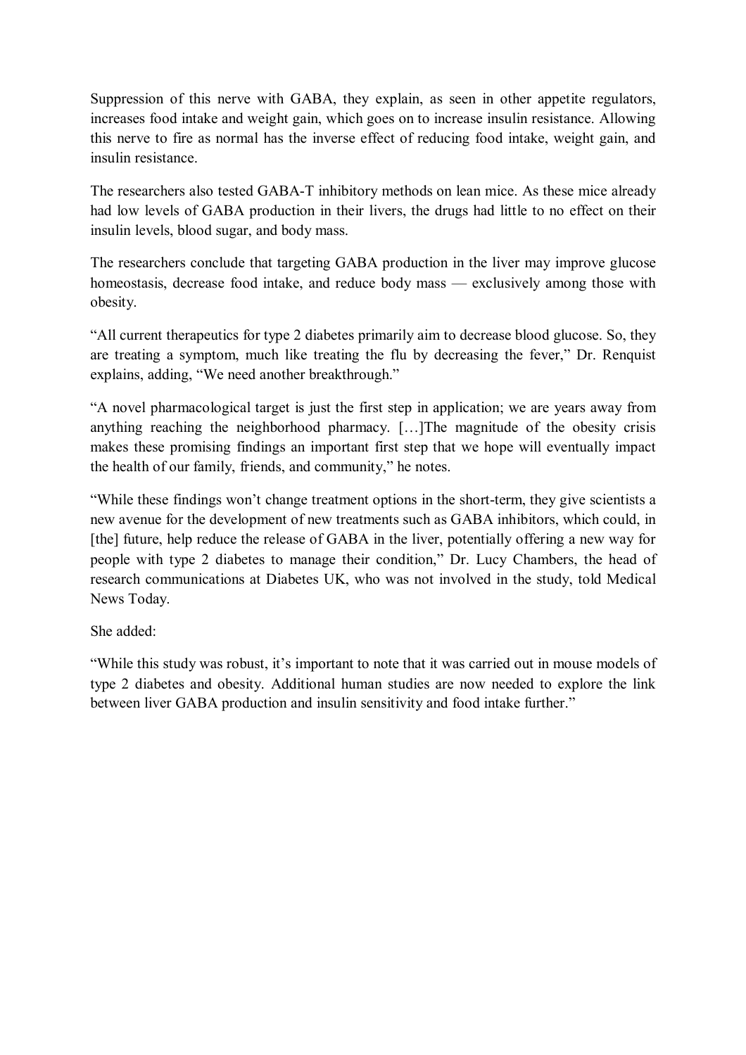Suppression of this nerve with GABA, they explain, as seen in other appetite regulators, increases food intake and weight gain, which goes on to increase insulin resistance. Allowing this nerve to fire as normal has the inverse effect of reducing food intake, weight gain, and insulin resistance.

The researchers also tested GABA-T inhibitory methods on lean mice. As these mice already had low levels of GABA production in their livers, the drugs had little to no effect on their insulin levels, blood sugar, and body mass.

The researchers conclude that targeting GABA production in the liver may improve glucose homeostasis, decrease food intake, and reduce body mass — exclusively among those with obesity.

"All current therapeutics for type 2 diabetes primarily aim to decrease blood glucose. So, they are treating a symptom, much like treating the flu by decreasing the fever," Dr. Renquist explains, adding, "We need another breakthrough."

"A novel pharmacological target is just the first step in application; we are years away from anything reaching the neighborhood pharmacy. […]The magnitude of the obesity crisis makes these promising findings an important first step that we hope will eventually impact the health of our family, friends, and community," he notes.

"While these findings won't change treatment options in the short-term, they give scientists a new avenue for the development of new treatments such as GABA inhibitors, which could, in [the] future, help reduce the release of GABA in the liver, potentially offering a new way for people with type 2 diabetes to manage their condition," Dr. Lucy Chambers, the head of research communications at Diabetes UK, who was not involved in the study, told Medical News Today.

She added:

"While this study was robust, it's important to note that it was carried out in mouse models of type 2 diabetes and obesity. Additional human studies are now needed to explore the link between liver GABA production and insulin sensitivity and food intake further."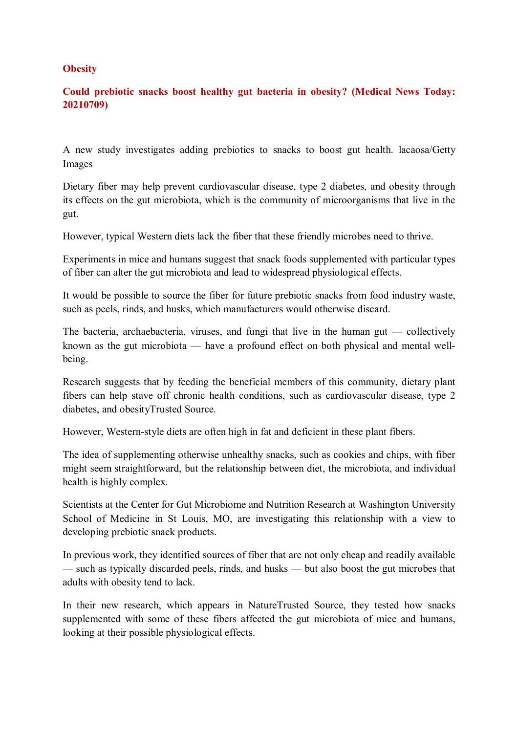**Obesity**

**Could prebiotic snacks boost healthy gut bacteria in obesity? (Medical News Today: 20210709)**

A new study investigates adding prebiotics to snacks to boost gut health. lacaosa/Getty Images

Dietary fiber may help prevent cardiovascular disease, type 2 diabetes, and obesity through its effects on the gut microbiota, which is the community of microorganisms that live in the gut.

However, typical Western diets lack the fiber that these friendly microbes need to thrive.

Experiments in mice and humans suggest that snack foods supplemented with particular types of fiber can alter the gut microbiota and lead to widespread physiological effects.

It would be possible to source the fiber for future prebiotic snacks from food industry waste, such as peels, rinds, and husks, which manufacturers would otherwise discard.

The bacteria, archaebacteria, viruses, and fungi that live in the human gut — collectively known as the gut microbiota — have a profound effect on both physical and mental well-being.

Research suggests that by feeding the beneficial members of this community, dietary plant fibers can help stave off chronic health conditions, such as cardiovascular disease, type 2 diabetes, and obesityTrusted Source.

However, Western-style diets are often high in fat and deficient in these plant fibers.

The idea of supplementing otherwise unhealthy snacks, such as cookies and chips, with fiber might seem straightforward, but the relationship between diet, the microbiota, and individual health is highly complex.

Scientists at the Center for Gut Microbiome and Nutrition Research at Washington University School of Medicine in St Louis, MO, are investigating this relationship with a view to developing prebiotic snack products.

In previous work, they identified sources of fiber that are not only cheap and readily available — such as typically discarded peels, rinds, and husks — but also boost the gut microbes that adults with obesity tend to lack.

In their new research, which appears in NatureTrusted Source, they tested how snacks supplemented with some of these fibers affected the gut microbiota of mice and humans, looking at their possible physiological effects.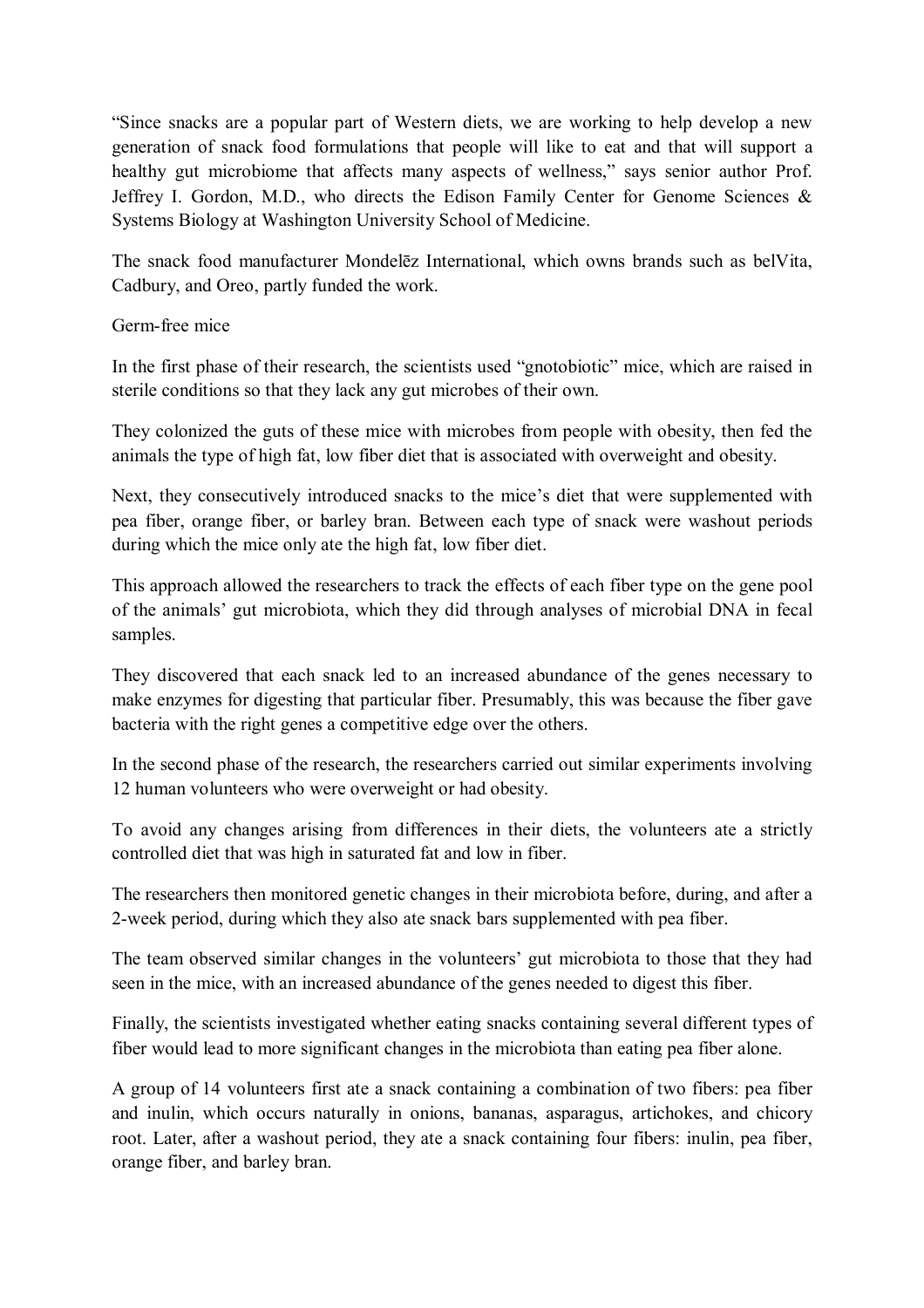"Since snacks are a popular part of Western diets, we are working to help develop a new generation of snack food formulations that people will like to eat and that will support a healthy gut microbiome that affects many aspects of wellness," says senior author Prof. Jeffrey I. Gordon, M.D., who directs the Edison Family Center for Genome Sciences & Systems Biology at Washington University School of Medicine.

The snack food manufacturer Mondelēz International, which owns brands such as belVita, Cadbury, and Oreo, partly funded the work.

## Germ-free mice

In the first phase of their research, the scientists used "gnotobiotic" mice, which are raised in sterile conditions so that they lack any gut microbes of their own.

They colonized the guts of these mice with microbes from people with obesity, then fed the animals the type of high fat, low fiber diet that is associated with overweight and obesity.

Next, they consecutively introduced snacks to the mice's diet that were supplemented with pea fiber, orange fiber, or barley bran. Between each type of snack were washout periods during which the mice only ate the high fat, low fiber diet.

This approach allowed the researchers to track the effects of each fiber type on the gene pool of the animals' gut microbiota, which they did through analyses of microbial DNA in fecal samples.

They discovered that each snack led to an increased abundance of the genes necessary to make enzymes for digesting that particular fiber. Presumably, this was because the fiber gave bacteria with the right genes a competitive edge over the others.

In the second phase of the research, the researchers carried out similar experiments involving 12 human volunteers who were overweight or had obesity.

To avoid any changes arising from differences in their diets, the volunteers ate a strictly controlled diet that was high in saturated fat and low in fiber.

The researchers then monitored genetic changes in their microbiota before, during, and after a 2-week period, during which they also ate snack bars supplemented with pea fiber.

The team observed similar changes in the volunteers' gut microbiota to those that they had seen in the mice, with an increased abundance of the genes needed to digest this fiber.

Finally, the scientists investigated whether eating snacks containing several different types of fiber would lead to more significant changes in the microbiota than eating pea fiber alone.

A group of 14 volunteers first ate a snack containing a combination of two fibers: pea fiber and inulin, which occurs naturally in onions, bananas, asparagus, artichokes, and chicory root. Later, after a washout period, they ate a snack containing four fibers: inulin, pea fiber, orange fiber, and barley bran.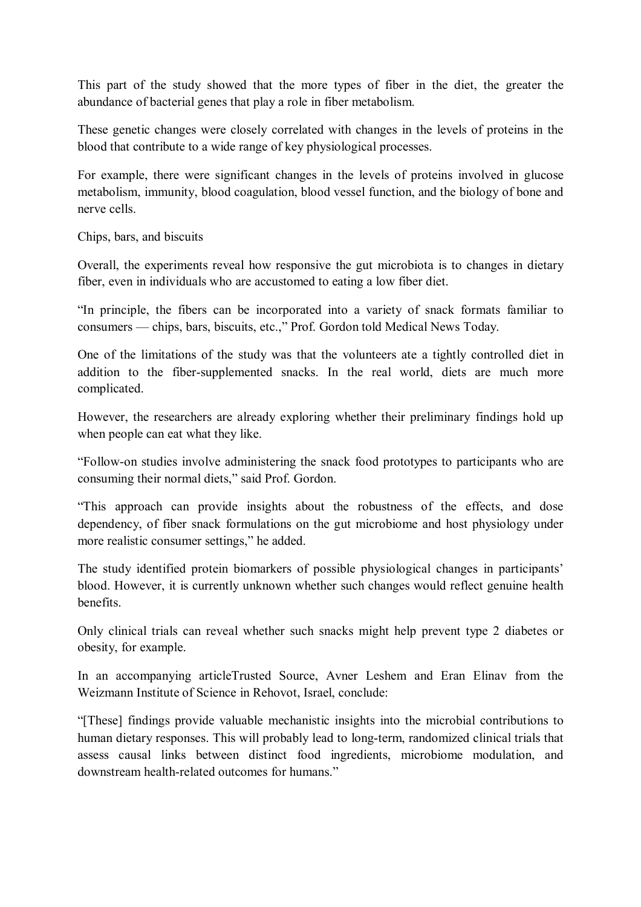This part of the study showed that the more types of fiber in the diet, the greater the abundance of bacterial genes that play a role in fiber metabolism.

These genetic changes were closely correlated with changes in the levels of proteins in the blood that contribute to a wide range of key physiological processes.

For example, there were significant changes in the levels of proteins involved in glucose metabolism, immunity, blood coagulation, blood vessel function, and the biology of bone and nerve cells.

## Chips, bars, and biscuits

Overall, the experiments reveal how responsive the gut microbiota is to changes in dietary fiber, even in individuals who are accustomed to eating a low fiber diet.

"In principle, the fibers can be incorporated into a variety of snack formats familiar to consumers — chips, bars, biscuits, etc.," Prof. Gordon told Medical News Today.

One of the limitations of the study was that the volunteers ate a tightly controlled diet in addition to the fiber-supplemented snacks. In the real world, diets are much more complicated.

However, the researchers are already exploring whether their preliminary findings hold up when people can eat what they like.

"Follow-on studies involve administering the snack food prototypes to participants who are consuming their normal diets," said Prof. Gordon.

"This approach can provide insights about the robustness of the effects, and dose dependency, of fiber snack formulations on the gut microbiome and host physiology under more realistic consumer settings," he added.

The study identified protein biomarkers of possible physiological changes in participants' blood. However, it is currently unknown whether such changes would reflect genuine health benefits.

Only clinical trials can reveal whether such snacks might help prevent type 2 diabetes or obesity, for example.

In an accompanying articleTrusted Source, Avner Leshem and Eran Elinav from the Weizmann Institute of Science in Rehovot, Israel, conclude:

"[These] findings provide valuable mechanistic insights into the microbial contributions to human dietary responses. This will probably lead to long-term, randomized clinical trials that assess causal links between distinct food ingredients, microbiome modulation, and downstream health-related outcomes for humans."